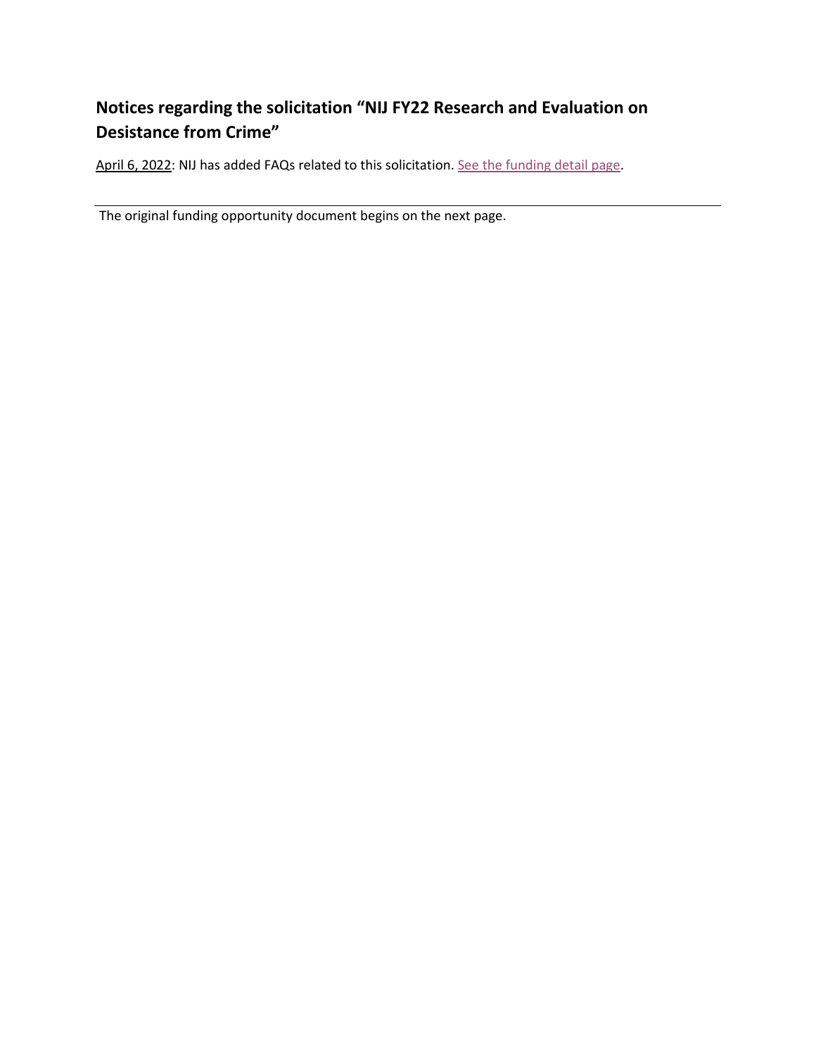## Notices regarding the solicitation "NIJ FY22 Research and Evaluation on Desistance from Crime"

April 6, 2022: NIJ has added FAQs related to this solicitation. See the funding detail page.

---

The original funding opportunity document begins on the next page.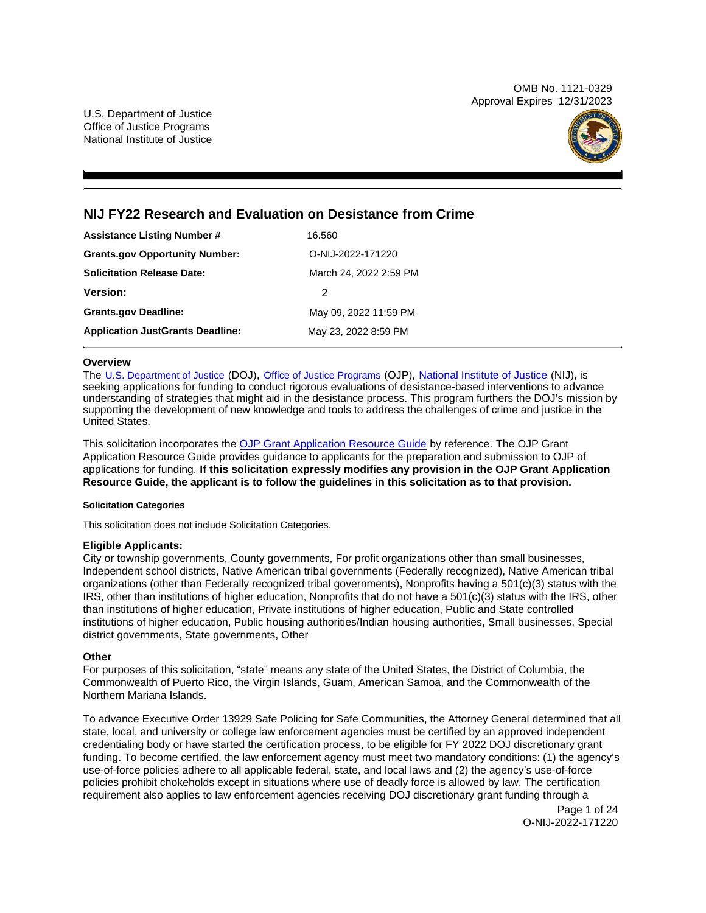U.S. Department of Justice
Office of Justice Programs
National Institute of Justice

OMB No. 1121-0329
Approval Expires 12/31/2023

# NIJ FY22 Research and Evaluation on Desistance from Crime

| | |
|---|---|
| **Assistance Listing Number #** | 16.560 |
| **Grants.gov Opportunity Number:** | O-NIJ-2022-171220 |
| **Solicitation Release Date:** | March 24, 2022 2:59 PM |
| **Version:** | 2 |
| **Grants.gov Deadline:** | May 09, 2022 11:59 PM |
| **Application JustGrants Deadline:** | May 23, 2022 8:59 PM |

### Overview

The U.S. Department of Justice (DOJ), Office of Justice Programs (OJP), National Institute of Justice (NIJ), is seeking applications for funding to conduct rigorous evaluations of desistance-based interventions to advance understanding of strategies that might aid in the desistance process. This program furthers the DOJ's mission by supporting the development of new knowledge and tools to address the challenges of crime and justice in the United States.

This solicitation incorporates the OJP Grant Application Resource Guide by reference. The OJP Grant Application Resource Guide provides guidance to applicants for the preparation and submission to OJP of applications for funding. **If this solicitation expressly modifies any provision in the OJP Grant Application Resource Guide, the applicant is to follow the guidelines in this solicitation as to that provision.**

#### Solicitation Categories

This solicitation does not include Solicitation Categories.

### Eligible Applicants:

City or township governments, County governments, For profit organizations other than small businesses, Independent school districts, Native American tribal governments (Federally recognized), Native American tribal organizations (other than Federally recognized tribal governments), Nonprofits having a 501(c)(3) status with the IRS, other than institutions of higher education, Nonprofits that do not have a 501(c)(3) status with the IRS, other than institutions of higher education, Private institutions of higher education, Public and State controlled institutions of higher education, Public housing authorities/Indian housing authorities, Small businesses, Special district governments, State governments, Other

### Other

For purposes of this solicitation, "state" means any state of the United States, the District of Columbia, the Commonwealth of Puerto Rico, the Virgin Islands, Guam, American Samoa, and the Commonwealth of the Northern Mariana Islands.

To advance Executive Order 13929 Safe Policing for Safe Communities, the Attorney General determined that all state, local, and university or college law enforcement agencies must be certified by an approved independent credentialing body or have started the certification process, to be eligible for FY 2022 DOJ discretionary grant funding. To become certified, the law enforcement agency must meet two mandatory conditions: (1) the agency's use-of-force policies adhere to all applicable federal, state, and local laws and (2) the agency's use-of-force policies prohibit chokeholds except in situations where use of deadly force is allowed by law. The certification requirement also applies to law enforcement agencies receiving DOJ discretionary grant funding through a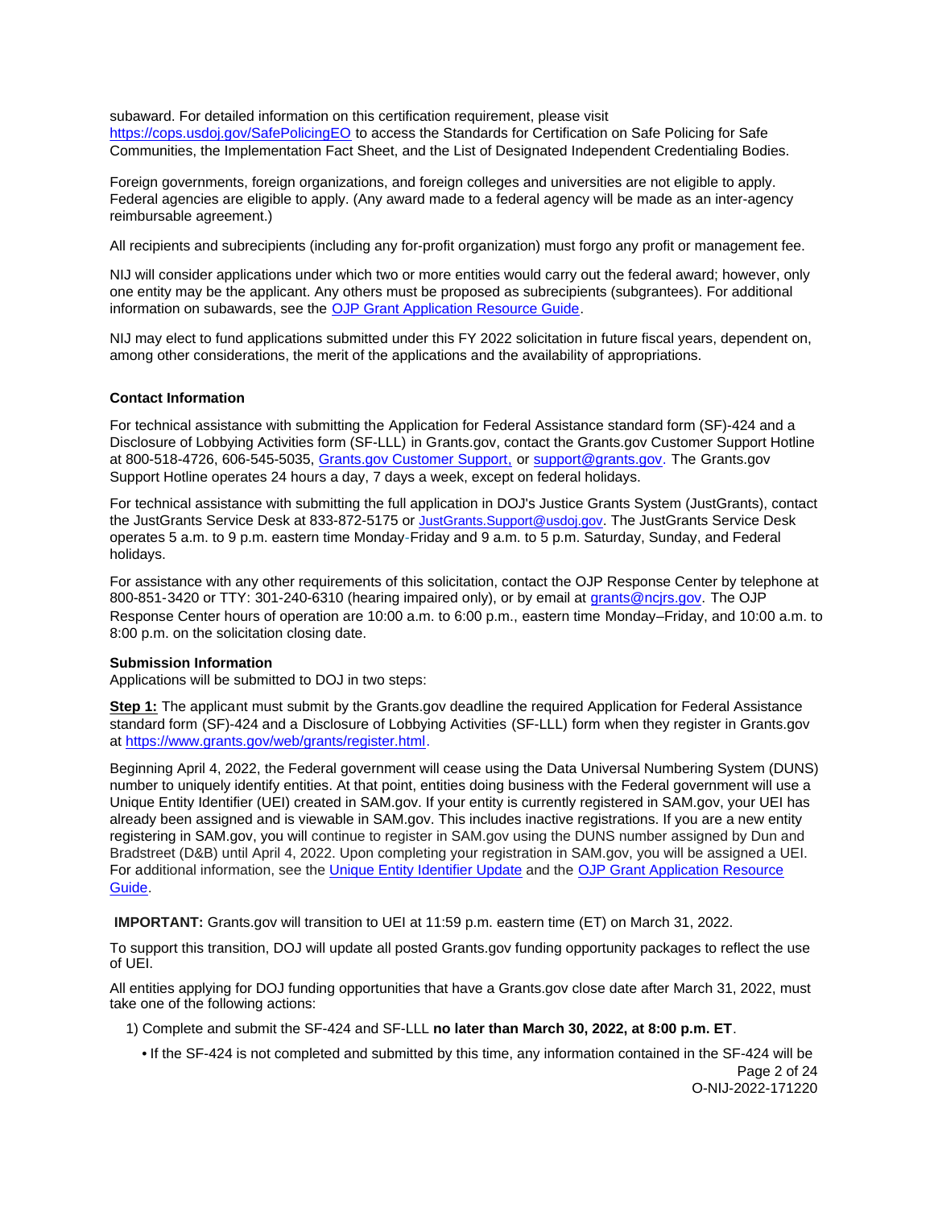subaward. For detailed information on this certification requirement, please visit [https://cops.usdoj.gov/SafePolicingEO](https://cops.usdoj.gov/SafePolicingEO) to access the Standards for Certification on Safe Policing for Safe Communities, the Implementation Fact Sheet, and the List of Designated Independent Credentialing Bodies.

Foreign governments, foreign organizations, and foreign colleges and universities are not eligible to apply. Federal agencies are eligible to apply. (Any award made to a federal agency will be made as an inter-agency reimbursable agreement.)

All recipients and subrecipients (including any for-profit organization) must forgo any profit or management fee.

NIJ will consider applications under which two or more entities would carry out the federal award; however, only one entity may be the applicant. Any others must be proposed as subrecipients (subgrantees). For additional information on subawards, see the OJP Grant Application Resource Guide.

NIJ may elect to fund applications submitted under this FY 2022 solicitation in future fiscal years, dependent on, among other considerations, the merit of the applications and the availability of appropriations.

### Contact Information

For technical assistance with submitting the Application for Federal Assistance standard form (SF)-424 and a Disclosure of Lobbying Activities form (SF-LLL) in Grants.gov, contact the Grants.gov Customer Support Hotline at 800-518-4726, 606-545-5035, Grants.gov Customer Support, or support@grants.gov. The Grants.gov Support Hotline operates 24 hours a day, 7 days a week, except on federal holidays.

For technical assistance with submitting the full application in DOJ's Justice Grants System (JustGrants), contact the JustGrants Service Desk at 833-872-5175 or JustGrants.Support@usdoj.gov. The JustGrants Service Desk operates 5 a.m. to 9 p.m. eastern time Monday-Friday and 9 a.m. to 5 p.m. Saturday, Sunday, and Federal holidays.

For assistance with any other requirements of this solicitation, contact the OJP Response Center by telephone at 800-851-3420 or TTY: 301-240-6310 (hearing impaired only), or by email at grants@ncjrs.gov. The OJP Response Center hours of operation are 10:00 a.m. to 6:00 p.m., eastern time Monday–Friday, and 10:00 a.m. to 8:00 p.m. on the solicitation closing date.

### Submission Information

Applications will be submitted to DOJ in two steps:

**Step 1:** The applicant must submit by the Grants.gov deadline the required Application for Federal Assistance standard form (SF)-424 and a Disclosure of Lobbying Activities (SF-LLL) form when they register in Grants.gov at [https://www.grants.gov/web/grants/register.html](https://www.grants.gov/web/grants/register.html).

Beginning April 4, 2022, the Federal government will cease using the Data Universal Numbering System (DUNS) number to uniquely identify entities. At that point, entities doing business with the Federal government will use a Unique Entity Identifier (UEI) created in SAM.gov. If your entity is currently registered in SAM.gov, your UEI has already been assigned and is viewable in SAM.gov. This includes inactive registrations. If you are a new entity registering in SAM.gov, you will continue to register in SAM.gov using the DUNS number assigned by Dun and Bradstreet (D&B) until April 4, 2022. Upon completing your registration in SAM.gov, you will be assigned a UEI. For additional information, see the Unique Entity Identifier Update and the OJP Grant Application Resource Guide.

**IMPORTANT:** Grants.gov will transition to UEI at 11:59 p.m. eastern time (ET) on March 31, 2022.

To support this transition, DOJ will update all posted Grants.gov funding opportunity packages to reflect the use of UEI.

All entities applying for DOJ funding opportunities that have a Grants.gov close date after March 31, 2022, must take one of the following actions:

1) Complete and submit the SF-424 and SF-LLL **no later than March 30, 2022, at 8:00 p.m. ET**.

   • If the SF-424 is not completed and submitted by this time, any information contained in the SF-424 will be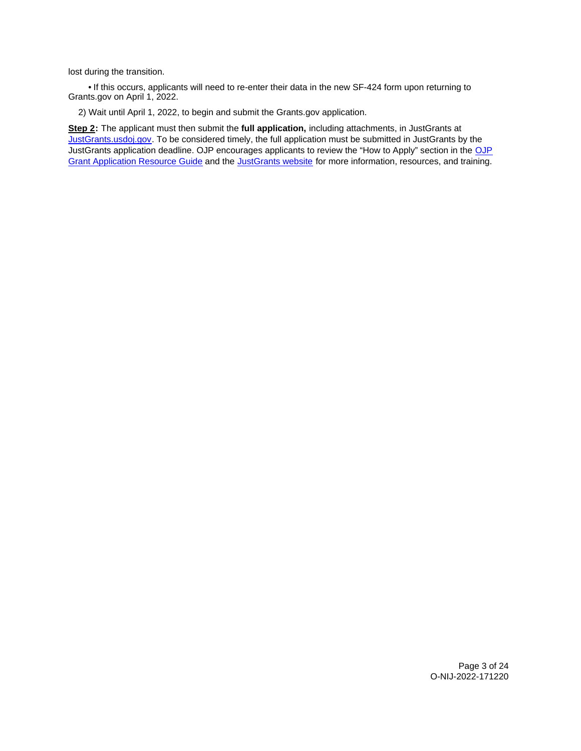lost during the transition.

- If this occurs, applicants will need to re-enter their data in the new SF-424 form upon returning to Grants.gov on April 1, 2022.

2) Wait until April 1, 2022, to begin and submit the Grants.gov application.

**Step 2:** The applicant must then submit the **full application,** including attachments, in JustGrants at [JustGrants.usdoj.gov](https://JustGrants.usdoj.gov). To be considered timely, the full application must be submitted in JustGrants by the JustGrants application deadline. OJP encourages applicants to review the "How to Apply" section in the [OJP Grant Application Resource Guide](#) and the [JustGrants website](#) for more information, resources, and training.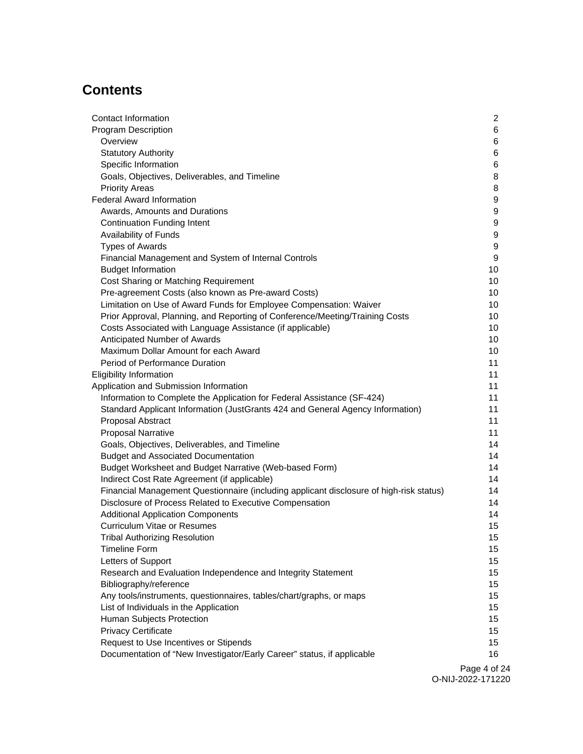# Contents

- Contact Information 2
- Program Description 6
  - Overview 6
  - Statutory Authority 6
  - Specific Information 6
  - Goals, Objectives, Deliverables, and Timeline 8
  - Priority Areas 8
- Federal Award Information 9
  - Awards, Amounts and Durations 9
  - Continuation Funding Intent 9
  - Availability of Funds 9
  - Types of Awards 9
  - Financial Management and System of Internal Controls 9
  - Budget Information 10
  - Cost Sharing or Matching Requirement 10
  - Pre-agreement Costs (also known as Pre-award Costs) 10
  - Limitation on Use of Award Funds for Employee Compensation: Waiver 10
  - Prior Approval, Planning, and Reporting of Conference/Meeting/Training Costs 10
  - Costs Associated with Language Assistance (if applicable) 10
  - Anticipated Number of Awards 10
  - Maximum Dollar Amount for each Award 10
  - Period of Performance Duration 11
- Eligibility Information 11
- Application and Submission Information 11
  - Information to Complete the Application for Federal Assistance (SF-424) 11
  - Standard Applicant Information (JustGrants 424 and General Agency Information) 11
  - Proposal Abstract 11
  - Proposal Narrative 11
  - Goals, Objectives, Deliverables, and Timeline 14
  - Budget and Associated Documentation 14
  - Budget Worksheet and Budget Narrative (Web-based Form) 14
  - Indirect Cost Rate Agreement (if applicable) 14
  - Financial Management Questionnaire (including applicant disclosure of high-risk status) 14
  - Disclosure of Process Related to Executive Compensation 14
  - Additional Application Components 14
  - Curriculum Vitae or Resumes 15
  - Tribal Authorizing Resolution 15
  - Timeline Form 15
  - Letters of Support 15
  - Research and Evaluation Independence and Integrity Statement 15
  - Bibliography/reference 15
  - Any tools/instruments, questionnaires, tables/chart/graphs, or maps 15
  - List of Individuals in the Application 15
  - Human Subjects Protection 15
  - Privacy Certificate 15
  - Request to Use Incentives or Stipends 15
  - Documentation of "New Investigator/Early Career" status, if applicable 16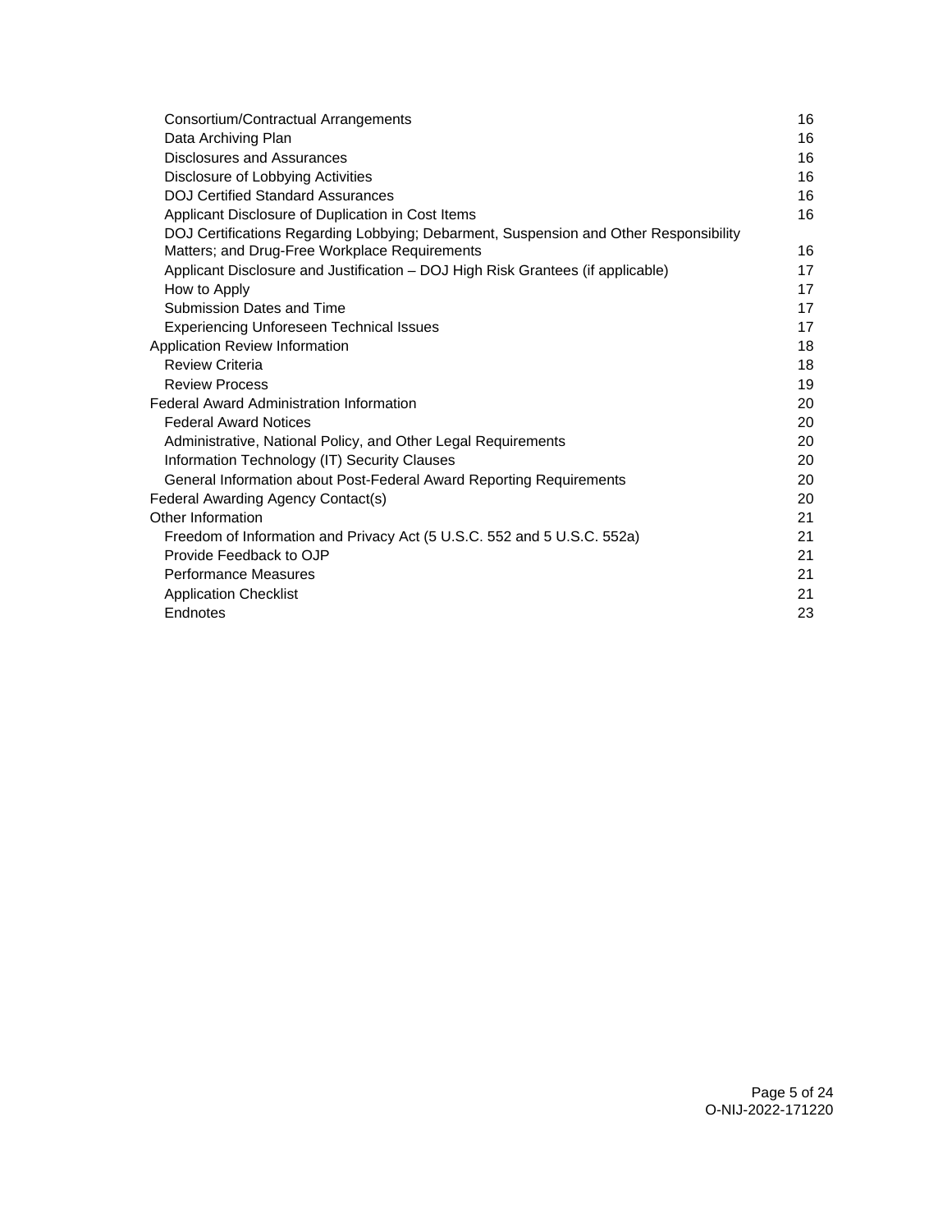| | |
|---|---|
| Consortium/Contractual Arrangements | 16 |
| Data Archiving Plan | 16 |
| Disclosures and Assurances | 16 |
| Disclosure of Lobbying Activities | 16 |
| DOJ Certified Standard Assurances | 16 |
| Applicant Disclosure of Duplication in Cost Items | 16 |
| DOJ Certifications Regarding Lobbying; Debarment, Suspension and Other Responsibility Matters; and Drug-Free Workplace Requirements | 16 |
| Applicant Disclosure and Justification – DOJ High Risk Grantees (if applicable) | 17 |
| How to Apply | 17 |
| Submission Dates and Time | 17 |
| Experiencing Unforeseen Technical Issues | 17 |
| Application Review Information | 18 |
| Review Criteria | 18 |
| Review Process | 19 |
| Federal Award Administration Information | 20 |
| Federal Award Notices | 20 |
| Administrative, National Policy, and Other Legal Requirements | 20 |
| Information Technology (IT) Security Clauses | 20 |
| General Information about Post-Federal Award Reporting Requirements | 20 |
| Federal Awarding Agency Contact(s) | 20 |
| Other Information | 21 |
| Freedom of Information and Privacy Act (5 U.S.C. 552 and 5 U.S.C. 552a) | 21 |
| Provide Feedback to OJP | 21 |
| Performance Measures | 21 |
| Application Checklist | 21 |
| Endnotes | 23 |

O-NIJ-2022-171220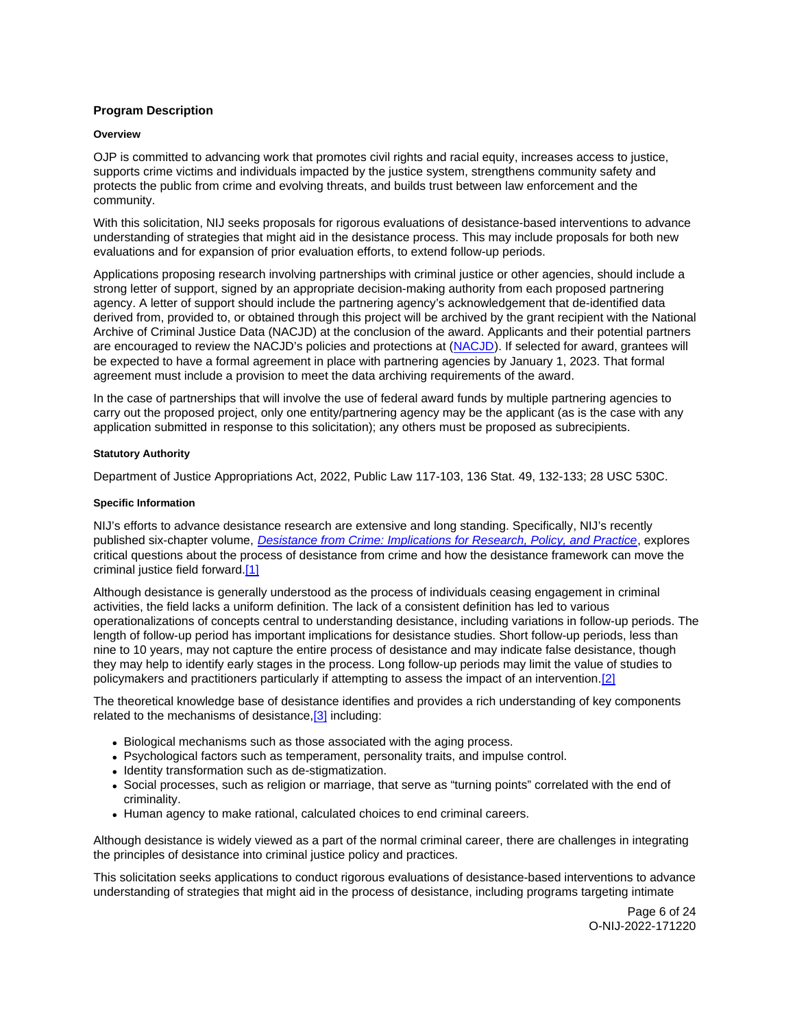## Program Description

### Overview

OJP is committed to advancing work that promotes civil rights and racial equity, increases access to justice, supports crime victims and individuals impacted by the justice system, strengthens community safety and protects the public from crime and evolving threats, and builds trust between law enforcement and the community.

With this solicitation, NIJ seeks proposals for rigorous evaluations of desistance-based interventions to advance understanding of strategies that might aid in the desistance process. This may include proposals for both new evaluations and for expansion of prior evaluation efforts, to extend follow-up periods.

Applications proposing research involving partnerships with criminal justice or other agencies, should include a strong letter of support, signed by an appropriate decision-making authority from each proposed partnering agency. A letter of support should include the partnering agency's acknowledgement that de-identified data derived from, provided to, or obtained through this project will be archived by the grant recipient with the National Archive of Criminal Justice Data (NACJD) at the conclusion of the award. Applicants and their potential partners are encouraged to review the NACJD's policies and protections at (NACJD). If selected for award, grantees will be expected to have a formal agreement in place with partnering agencies by January 1, 2023. That formal agreement must include a provision to meet the data archiving requirements of the award.

In the case of partnerships that will involve the use of federal award funds by multiple partnering agencies to carry out the proposed project, only one entity/partnering agency may be the applicant (as is the case with any application submitted in response to this solicitation); any others must be proposed as subrecipients.

### Statutory Authority

Department of Justice Appropriations Act, 2022, Public Law 117-103, 136 Stat. 49, 132-133; 28 USC 530C.

### Specific Information

NIJ's efforts to advance desistance research are extensive and long standing. Specifically, NIJ's recently published six-chapter volume, *Desistance from Crime: Implications for Research, Policy, and Practice*, explores critical questions about the process of desistance from crime and how the desistance framework can move the criminal justice field forward.[1]

Although desistance is generally understood as the process of individuals ceasing engagement in criminal activities, the field lacks a uniform definition. The lack of a consistent definition has led to various operationalizations of concepts central to understanding desistance, including variations in follow-up periods. The length of follow-up period has important implications for desistance studies. Short follow-up periods, less than nine to 10 years, may not capture the entire process of desistance and may indicate false desistance, though they may help to identify early stages in the process. Long follow-up periods may limit the value of studies to policymakers and practitioners particularly if attempting to assess the impact of an intervention.[2]

The theoretical knowledge base of desistance identifies and provides a rich understanding of key components related to the mechanisms of desistance,[3] including:

- Biological mechanisms such as those associated with the aging process.
- Psychological factors such as temperament, personality traits, and impulse control.
- Identity transformation such as de-stigmatization.
- Social processes, such as religion or marriage, that serve as "turning points" correlated with the end of criminality.
- Human agency to make rational, calculated choices to end criminal careers.

Although desistance is widely viewed as a part of the normal criminal career, there are challenges in integrating the principles of desistance into criminal justice policy and practices.

This solicitation seeks applications to conduct rigorous evaluations of desistance-based interventions to advance understanding of strategies that might aid in the process of desistance, including programs targeting intimate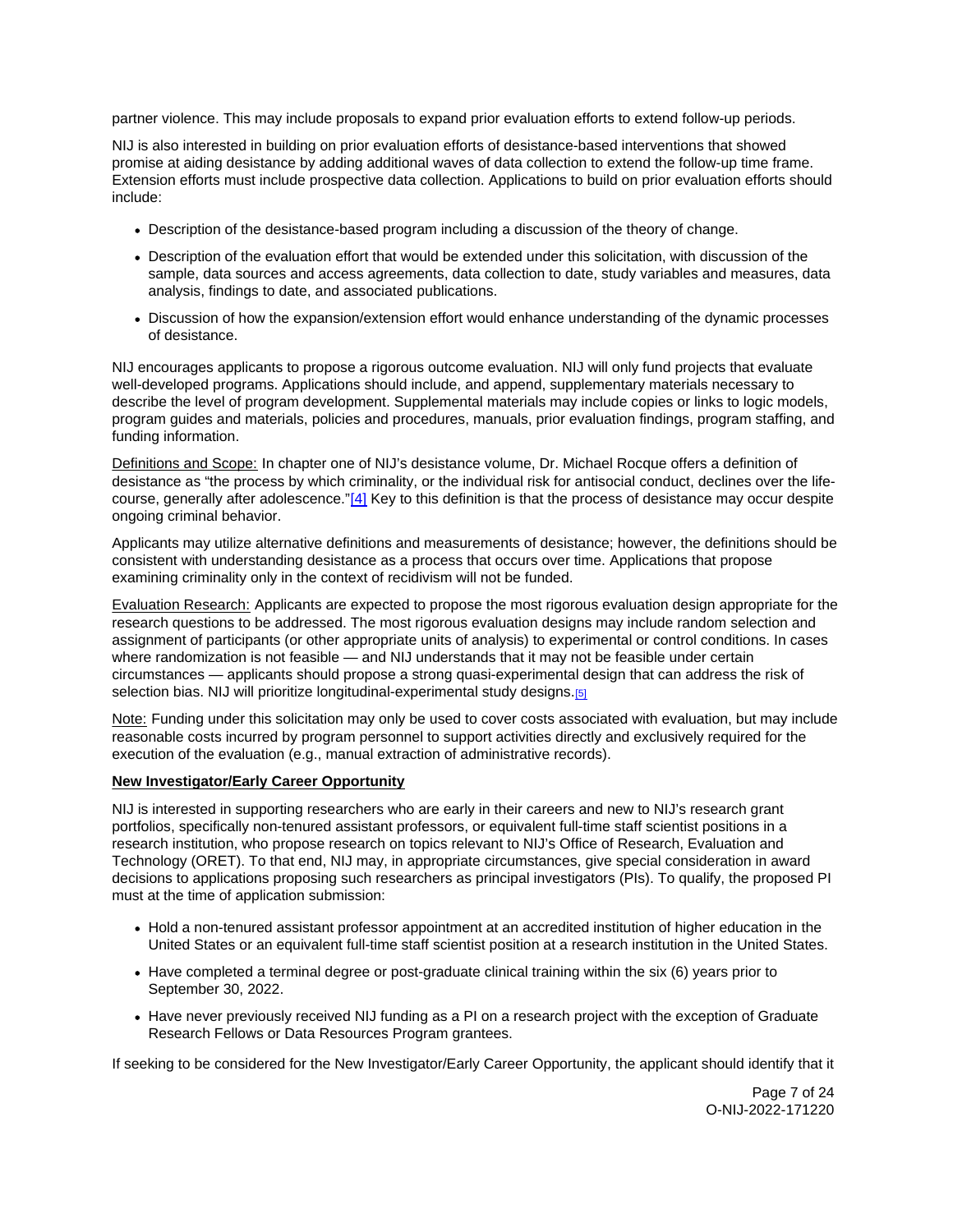partner violence. This may include proposals to expand prior evaluation efforts to extend follow-up periods.

NIJ is also interested in building on prior evaluation efforts of desistance-based interventions that showed promise at aiding desistance by adding additional waves of data collection to extend the follow-up time frame. Extension efforts must include prospective data collection. Applications to build on prior evaluation efforts should include:

- Description of the desistance-based program including a discussion of the theory of change.
- Description of the evaluation effort that would be extended under this solicitation, with discussion of the sample, data sources and access agreements, data collection to date, study variables and measures, data analysis, findings to date, and associated publications.
- Discussion of how the expansion/extension effort would enhance understanding of the dynamic processes of desistance.

NIJ encourages applicants to propose a rigorous outcome evaluation. NIJ will only fund projects that evaluate well-developed programs. Applications should include, and append, supplementary materials necessary to describe the level of program development. Supplemental materials may include copies or links to logic models, program guides and materials, policies and procedures, manuals, prior evaluation findings, program staffing, and funding information.

Definitions and Scope: In chapter one of NIJ's desistance volume, Dr. Michael Rocque offers a definition of desistance as "the process by which criminality, or the individual risk for antisocial conduct, declines over the life-course, generally after adolescence."[4] Key to this definition is that the process of desistance may occur despite ongoing criminal behavior.

Applicants may utilize alternative definitions and measurements of desistance; however, the definitions should be consistent with understanding desistance as a process that occurs over time. Applications that propose examining criminality only in the context of recidivism will not be funded.

Evaluation Research: Applicants are expected to propose the most rigorous evaluation design appropriate for the research questions to be addressed. The most rigorous evaluation designs may include random selection and assignment of participants (or other appropriate units of analysis) to experimental or control conditions. In cases where randomization is not feasible — and NIJ understands that it may not be feasible under certain circumstances — applicants should propose a strong quasi-experimental design that can address the risk of selection bias. NIJ will prioritize longitudinal-experimental study designs.[5]

Note: Funding under this solicitation may only be used to cover costs associated with evaluation, but may include reasonable costs incurred by program personnel to support activities directly and exclusively required for the execution of the evaluation (e.g., manual extraction of administrative records).

**New Investigator/Early Career Opportunity**

NIJ is interested in supporting researchers who are early in their careers and new to NIJ's research grant portfolios, specifically non-tenured assistant professors, or equivalent full-time staff scientist positions in a research institution, who propose research on topics relevant to NIJ's Office of Research, Evaluation and Technology (ORET). To that end, NIJ may, in appropriate circumstances, give special consideration in award decisions to applications proposing such researchers as principal investigators (PIs). To qualify, the proposed PI must at the time of application submission:

- Hold a non-tenured assistant professor appointment at an accredited institution of higher education in the United States or an equivalent full-time staff scientist position at a research institution in the United States.
- Have completed a terminal degree or post-graduate clinical training within the six (6) years prior to September 30, 2022.
- Have never previously received NIJ funding as a PI on a research project with the exception of Graduate Research Fellows or Data Resources Program grantees.

If seeking to be considered for the New Investigator/Early Career Opportunity, the applicant should identify that it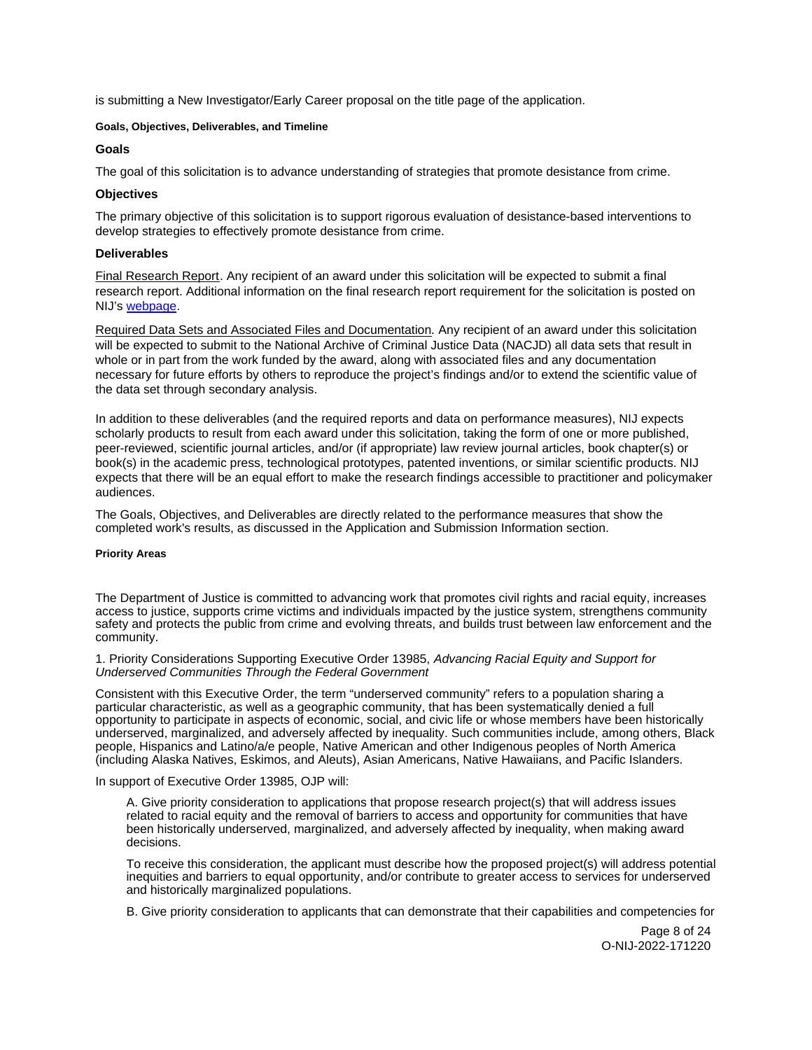is submitting a New Investigator/Early Career proposal on the title page of the application.

#### Goals, Objectives, Deliverables, and Timeline

### Goals

The goal of this solicitation is to advance understanding of strategies that promote desistance from crime.

### Objectives

The primary objective of this solicitation is to support rigorous evaluation of desistance-based interventions to develop strategies to effectively promote desistance from crime.

### Deliverables

Final Research Report. Any recipient of an award under this solicitation will be expected to submit a final research report. Additional information on the final research report requirement for the solicitation is posted on NIJ's webpage.

Required Data Sets and Associated Files and Documentation. Any recipient of an award under this solicitation will be expected to submit to the National Archive of Criminal Justice Data (NACJD) all data sets that result in whole or in part from the work funded by the award, along with associated files and any documentation necessary for future efforts by others to reproduce the project's findings and/or to extend the scientific value of the data set through secondary analysis.

In addition to these deliverables (and the required reports and data on performance measures), NIJ expects scholarly products to result from each award under this solicitation, taking the form of one or more published, peer-reviewed, scientific journal articles, and/or (if appropriate) law review journal articles, book chapter(s) or book(s) in the academic press, technological prototypes, patented inventions, or similar scientific products. NIJ expects that there will be an equal effort to make the research findings accessible to practitioner and policymaker audiences.

The Goals, Objectives, and Deliverables are directly related to the performance measures that show the completed work's results, as discussed in the Application and Submission Information section.

#### Priority Areas

The Department of Justice is committed to advancing work that promotes civil rights and racial equity, increases access to justice, supports crime victims and individuals impacted by the justice system, strengthens community safety and protects the public from crime and evolving threats, and builds trust between law enforcement and the community.

1. Priority Considerations Supporting Executive Order 13985, *Advancing Racial Equity and Support for Underserved Communities Through the Federal Government*

Consistent with this Executive Order, the term "underserved community" refers to a population sharing a particular characteristic, as well as a geographic community, that has been systematically denied a full opportunity to participate in aspects of economic, social, and civic life or whose members have been historically underserved, marginalized, and adversely affected by inequality. Such communities include, among others, Black people, Hispanics and Latino/a/e people, Native American and other Indigenous peoples of North America (including Alaska Natives, Eskimos, and Aleuts), Asian Americans, Native Hawaiians, and Pacific Islanders.

In support of Executive Order 13985, OJP will:

A. Give priority consideration to applications that propose research project(s) that will address issues related to racial equity and the removal of barriers to access and opportunity for communities that have been historically underserved, marginalized, and adversely affected by inequality, when making award decisions.

To receive this consideration, the applicant must describe how the proposed project(s) will address potential inequities and barriers to equal opportunity, and/or contribute to greater access to services for underserved and historically marginalized populations.

B. Give priority consideration to applicants that can demonstrate that their capabilities and competencies for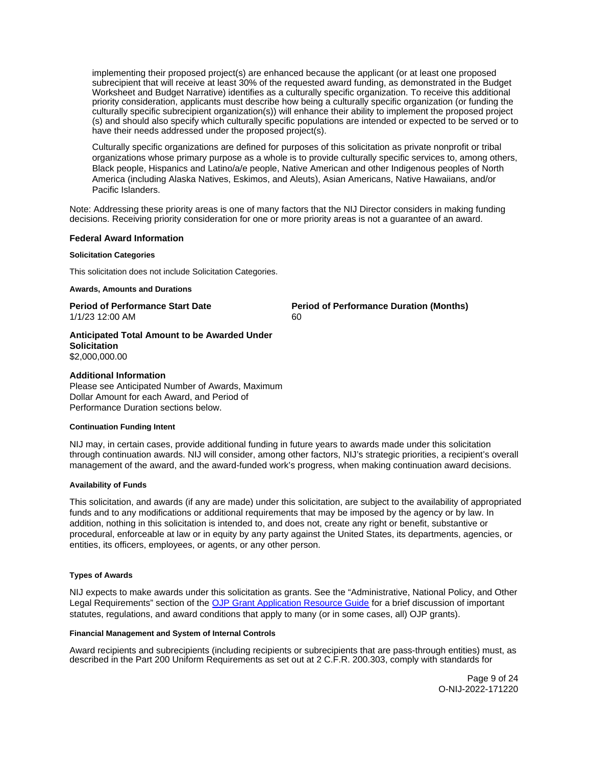implementing their proposed project(s) are enhanced because the applicant (or at least one proposed subrecipient that will receive at least 30% of the requested award funding, as demonstrated in the Budget Worksheet and Budget Narrative) identifies as a culturally specific organization. To receive this additional priority consideration, applicants must describe how being a culturally specific organization (or funding the culturally specific subrecipient organization(s)) will enhance their ability to implement the proposed project (s) and should also specify which culturally specific populations are intended or expected to be served or to have their needs addressed under the proposed project(s).

Culturally specific organizations are defined for purposes of this solicitation as private nonprofit or tribal organizations whose primary purpose as a whole is to provide culturally specific services to, among others, Black people, Hispanics and Latino/a/e people, Native American and other Indigenous peoples of North America (including Alaska Natives, Eskimos, and Aleuts), Asian Americans, Native Hawaiians, and/or Pacific Islanders.

Note: Addressing these priority areas is one of many factors that the NIJ Director considers in making funding decisions. Receiving priority consideration for one or more priority areas is not a guarantee of an award.

### Federal Award Information

#### Solicitation Categories

This solicitation does not include Solicitation Categories.

#### Awards, Amounts and Durations

**Period of Performance Start Date**
1/1/23 12:00 AM

**Period of Performance Duration (Months)**
60

**Anticipated Total Amount to be Awarded Under Solicitation**
$2,000,000.00

**Additional Information**
Please see Anticipated Number of Awards, Maximum Dollar Amount for each Award, and Period of Performance Duration sections below.

#### Continuation Funding Intent

NIJ may, in certain cases, provide additional funding in future years to awards made under this solicitation through continuation awards. NIJ will consider, among other factors, NIJ's strategic priorities, a recipient's overall management of the award, and the award-funded work's progress, when making continuation award decisions.

#### Availability of Funds

This solicitation, and awards (if any are made) under this solicitation, are subject to the availability of appropriated funds and to any modifications or additional requirements that may be imposed by the agency or by law. In addition, nothing in this solicitation is intended to, and does not, create any right or benefit, substantive or procedural, enforceable at law or in equity by any party against the United States, its departments, agencies, or entities, its officers, employees, or agents, or any other person.

#### Types of Awards

NIJ expects to make awards under this solicitation as grants. See the "Administrative, National Policy, and Other Legal Requirements" section of the OJP Grant Application Resource Guide for a brief discussion of important statutes, regulations, and award conditions that apply to many (or in some cases, all) OJP grants).

#### Financial Management and System of Internal Controls

Award recipients and subrecipients (including recipients or subrecipients that are pass-through entities) must, as described in the Part 200 Uniform Requirements as set out at 2 C.F.R. 200.303, comply with standards for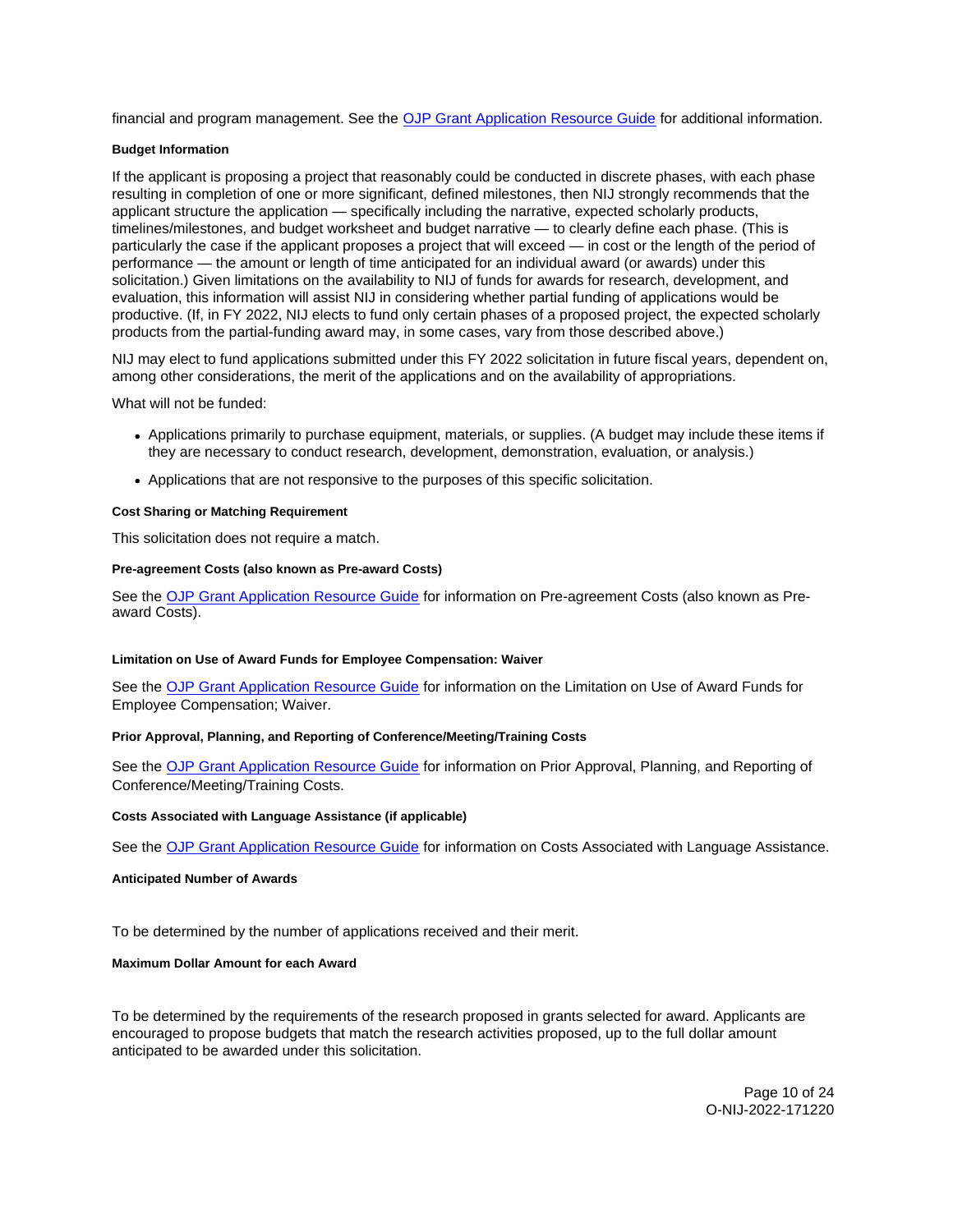financial and program management. See the OJP Grant Application Resource Guide for additional information.

#### Budget Information

If the applicant is proposing a project that reasonably could be conducted in discrete phases, with each phase resulting in completion of one or more significant, defined milestones, then NIJ strongly recommends that the applicant structure the application — specifically including the narrative, expected scholarly products, timelines/milestones, and budget worksheet and budget narrative — to clearly define each phase. (This is particularly the case if the applicant proposes a project that will exceed — in cost or the length of the period of performance — the amount or length of time anticipated for an individual award (or awards) under this solicitation.) Given limitations on the availability to NIJ of funds for awards for research, development, and evaluation, this information will assist NIJ in considering whether partial funding of applications would be productive. (If, in FY 2022, NIJ elects to fund only certain phases of a proposed project, the expected scholarly products from the partial-funding award may, in some cases, vary from those described above.)

NIJ may elect to fund applications submitted under this FY 2022 solicitation in future fiscal years, dependent on, among other considerations, the merit of the applications and on the availability of appropriations.

What will not be funded:

- Applications primarily to purchase equipment, materials, or supplies. (A budget may include these items if they are necessary to conduct research, development, demonstration, evaluation, or analysis.)
- Applications that are not responsive to the purposes of this specific solicitation.

#### Cost Sharing or Matching Requirement

This solicitation does not require a match.

#### Pre-agreement Costs (also known as Pre-award Costs)

See the OJP Grant Application Resource Guide for information on Pre-agreement Costs (also known as Pre-award Costs).

#### Limitation on Use of Award Funds for Employee Compensation: Waiver

See the OJP Grant Application Resource Guide for information on the Limitation on Use of Award Funds for Employee Compensation; Waiver.

#### Prior Approval, Planning, and Reporting of Conference/Meeting/Training Costs

See the OJP Grant Application Resource Guide for information on Prior Approval, Planning, and Reporting of Conference/Meeting/Training Costs.

#### Costs Associated with Language Assistance (if applicable)

See the OJP Grant Application Resource Guide for information on Costs Associated with Language Assistance.

#### Anticipated Number of Awards

To be determined by the number of applications received and their merit.

#### Maximum Dollar Amount for each Award

To be determined by the requirements of the research proposed in grants selected for award. Applicants are encouraged to propose budgets that match the research activities proposed, up to the full dollar amount anticipated to be awarded under this solicitation.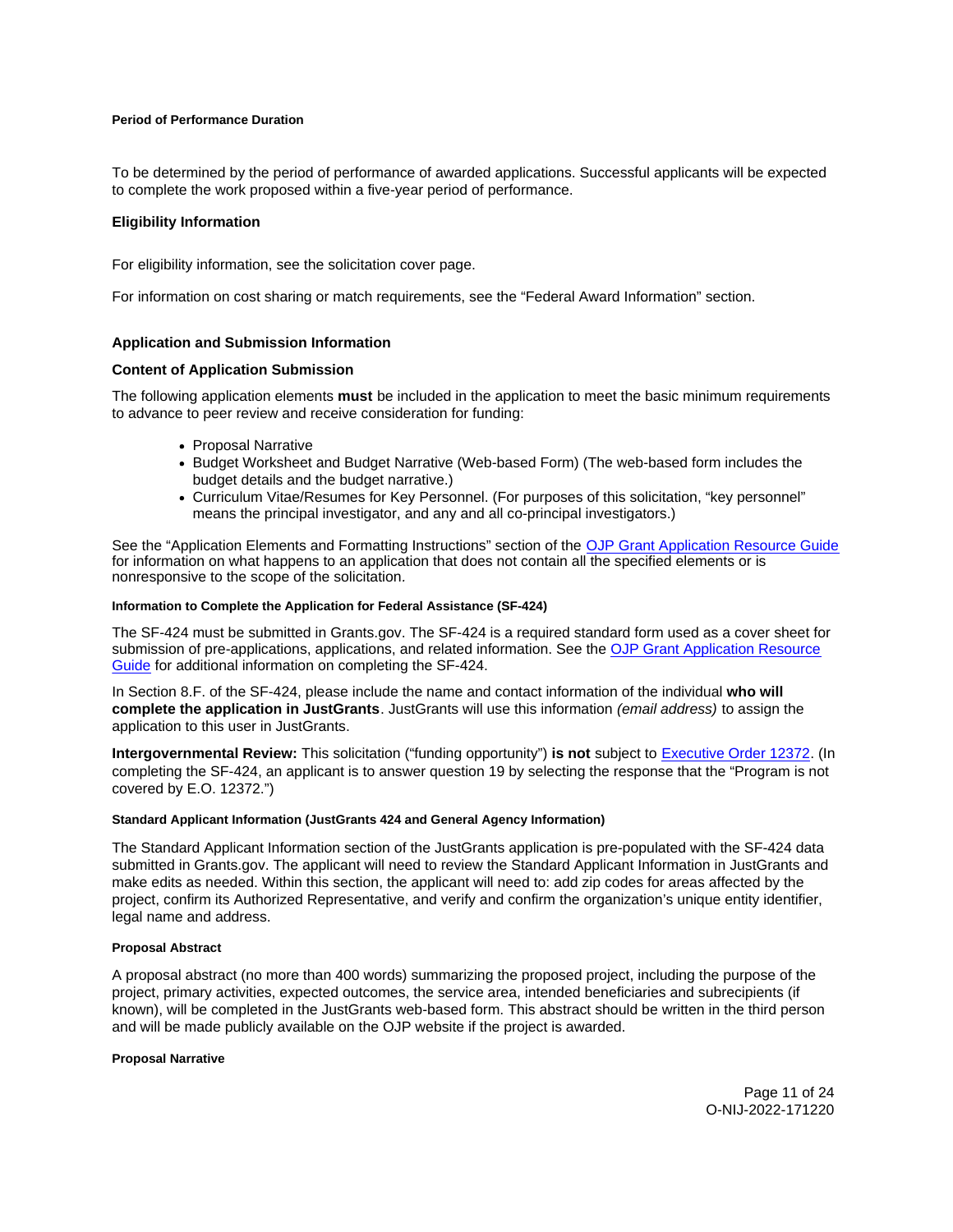#### Period of Performance Duration

To be determined by the period of performance of awarded applications. Successful applicants will be expected to complete the work proposed within a five-year period of performance.

### Eligibility Information

For eligibility information, see the solicitation cover page.

For information on cost sharing or match requirements, see the "Federal Award Information" section.

### Application and Submission Information

### Content of Application Submission

The following application elements **must** be included in the application to meet the basic minimum requirements to advance to peer review and receive consideration for funding:

- Proposal Narrative
- Budget Worksheet and Budget Narrative (Web-based Form) (The web-based form includes the budget details and the budget narrative.)
- Curriculum Vitae/Resumes for Key Personnel. (For purposes of this solicitation, "key personnel" means the principal investigator, and any and all co-principal investigators.)

See the "Application Elements and Formatting Instructions" section of the [OJP Grant Application Resource Guide](https://www.ojp.gov/funding/apply/ojp-grant-application-resource-guide) for information on what happens to an application that does not contain all the specified elements or is nonresponsive to the scope of the solicitation.

#### Information to Complete the Application for Federal Assistance (SF-424)

The SF-424 must be submitted in Grants.gov. The SF-424 is a required standard form used as a cover sheet for submission of pre-applications, applications, and related information. See the [OJP Grant Application Resource Guide](https://www.ojp.gov/funding/apply/ojp-grant-application-resource-guide) for additional information on completing the SF-424.

In Section 8.F. of the SF-424, please include the name and contact information of the individual **who will complete the application in JustGrants**. JustGrants will use this information *(email address)* to assign the application to this user in JustGrants.

**Intergovernmental Review:** This solicitation ("funding opportunity") **is not** subject to [Executive Order 12372](https://www.archives.gov/federal-register/codification/executive-order/12372.html). (In completing the SF-424, an applicant is to answer question 19 by selecting the response that the "Program is not covered by E.O. 12372.")

#### Standard Applicant Information (JustGrants 424 and General Agency Information)

The Standard Applicant Information section of the JustGrants application is pre-populated with the SF-424 data submitted in Grants.gov. The applicant will need to review the Standard Applicant Information in JustGrants and make edits as needed. Within this section, the applicant will need to: add zip codes for areas affected by the project, confirm its Authorized Representative, and verify and confirm the organization's unique entity identifier, legal name and address.

#### Proposal Abstract

A proposal abstract (no more than 400 words) summarizing the proposed project, including the purpose of the project, primary activities, expected outcomes, the service area, intended beneficiaries and subrecipients (if known), will be completed in the JustGrants web-based form. This abstract should be written in the third person and will be made publicly available on the OJP website if the project is awarded.

#### Proposal Narrative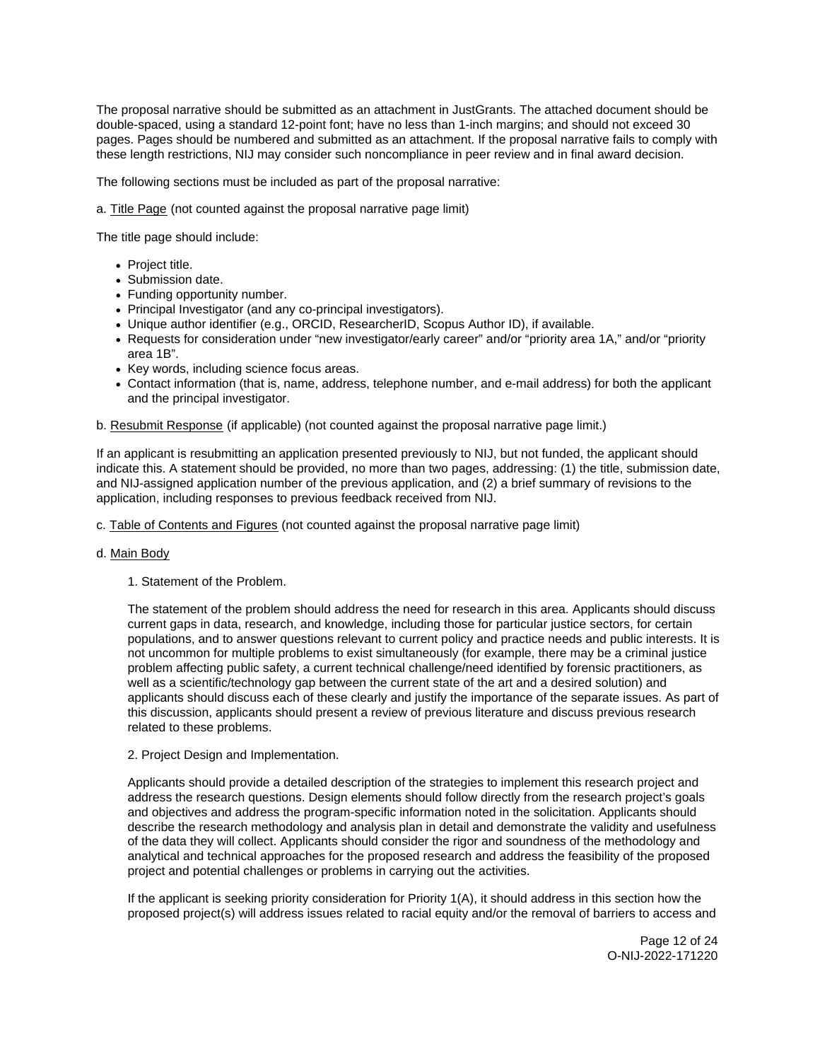The proposal narrative should be submitted as an attachment in JustGrants. The attached document should be double-spaced, using a standard 12-point font; have no less than 1-inch margins; and should not exceed 30 pages. Pages should be numbered and submitted as an attachment. If the proposal narrative fails to comply with these length restrictions, NIJ may consider such noncompliance in peer review and in final award decision.

The following sections must be included as part of the proposal narrative:

a. Title Page (not counted against the proposal narrative page limit)

The title page should include:

- Project title.
- Submission date.
- Funding opportunity number.
- Principal Investigator (and any co-principal investigators).
- Unique author identifier (e.g., ORCID, ResearcherID, Scopus Author ID), if available.
- Requests for consideration under "new investigator/early career" and/or "priority area 1A," and/or "priority area 1B".
- Key words, including science focus areas.
- Contact information (that is, name, address, telephone number, and e-mail address) for both the applicant and the principal investigator.

b. Resubmit Response (if applicable) (not counted against the proposal narrative page limit.)

If an applicant is resubmitting an application presented previously to NIJ, but not funded, the applicant should indicate this. A statement should be provided, no more than two pages, addressing: (1) the title, submission date, and NIJ-assigned application number of the previous application, and (2) a brief summary of revisions to the application, including responses to previous feedback received from NIJ.

c. Table of Contents and Figures (not counted against the proposal narrative page limit)

d. Main Body

1. Statement of the Problem.

The statement of the problem should address the need for research in this area. Applicants should discuss current gaps in data, research, and knowledge, including those for particular justice sectors, for certain populations, and to answer questions relevant to current policy and practice needs and public interests. It is not uncommon for multiple problems to exist simultaneously (for example, there may be a criminal justice problem affecting public safety, a current technical challenge/need identified by forensic practitioners, as well as a scientific/technology gap between the current state of the art and a desired solution) and applicants should discuss each of these clearly and justify the importance of the separate issues. As part of this discussion, applicants should present a review of previous literature and discuss previous research related to these problems.

2. Project Design and Implementation.

Applicants should provide a detailed description of the strategies to implement this research project and address the research questions. Design elements should follow directly from the research project's goals and objectives and address the program-specific information noted in the solicitation. Applicants should describe the research methodology and analysis plan in detail and demonstrate the validity and usefulness of the data they will collect. Applicants should consider the rigor and soundness of the methodology and analytical and technical approaches for the proposed research and address the feasibility of the proposed project and potential challenges or problems in carrying out the activities.

If the applicant is seeking priority consideration for Priority 1(A), it should address in this section how the proposed project(s) will address issues related to racial equity and/or the removal of barriers to access and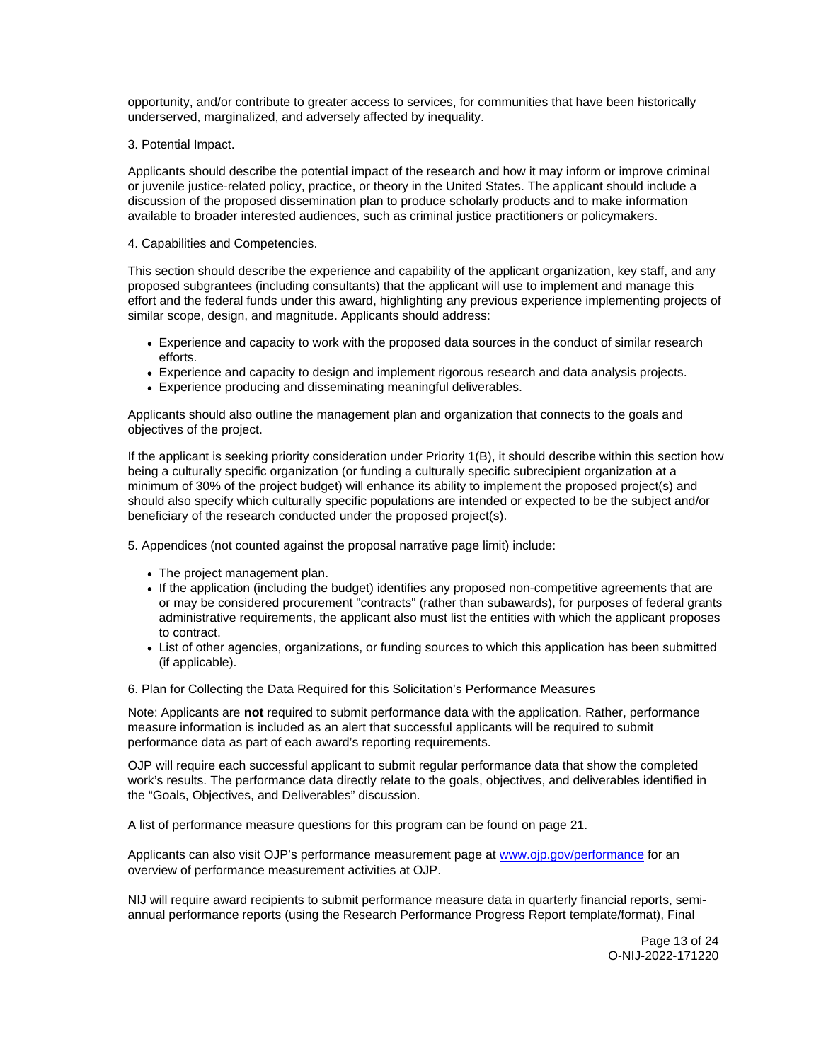opportunity, and/or contribute to greater access to services, for communities that have been historically underserved, marginalized, and adversely affected by inequality.

3. Potential Impact.

Applicants should describe the potential impact of the research and how it may inform or improve criminal or juvenile justice-related policy, practice, or theory in the United States. The applicant should include a discussion of the proposed dissemination plan to produce scholarly products and to make information available to broader interested audiences, such as criminal justice practitioners or policymakers.

4. Capabilities and Competencies.

This section should describe the experience and capability of the applicant organization, key staff, and any proposed subgrantees (including consultants) that the applicant will use to implement and manage this effort and the federal funds under this award, highlighting any previous experience implementing projects of similar scope, design, and magnitude. Applicants should address:

- Experience and capacity to work with the proposed data sources in the conduct of similar research efforts.
- Experience and capacity to design and implement rigorous research and data analysis projects.
- Experience producing and disseminating meaningful deliverables.

Applicants should also outline the management plan and organization that connects to the goals and objectives of the project.

If the applicant is seeking priority consideration under Priority 1(B), it should describe within this section how being a culturally specific organization (or funding a culturally specific subrecipient organization at a minimum of 30% of the project budget) will enhance its ability to implement the proposed project(s) and should also specify which culturally specific populations are intended or expected to be the subject and/or beneficiary of the research conducted under the proposed project(s).

5. Appendices (not counted against the proposal narrative page limit) include:

- The project management plan.
- If the application (including the budget) identifies any proposed non-competitive agreements that are or may be considered procurement "contracts" (rather than subawards), for purposes of federal grants administrative requirements, the applicant also must list the entities with which the applicant proposes to contract.
- List of other agencies, organizations, or funding sources to which this application has been submitted (if applicable).

6. Plan for Collecting the Data Required for this Solicitation's Performance Measures

Note: Applicants are **not** required to submit performance data with the application. Rather, performance measure information is included as an alert that successful applicants will be required to submit performance data as part of each award's reporting requirements.

OJP will require each successful applicant to submit regular performance data that show the completed work's results. The performance data directly relate to the goals, objectives, and deliverables identified in the "Goals, Objectives, and Deliverables" discussion.

A list of performance measure questions for this program can be found on page 21.

Applicants can also visit OJP's performance measurement page at [www.ojp.gov/performance](www.ojp.gov/performance) for an overview of performance measurement activities at OJP.

NIJ will require award recipients to submit performance measure data in quarterly financial reports, semi-annual performance reports (using the Research Performance Progress Report template/format), Final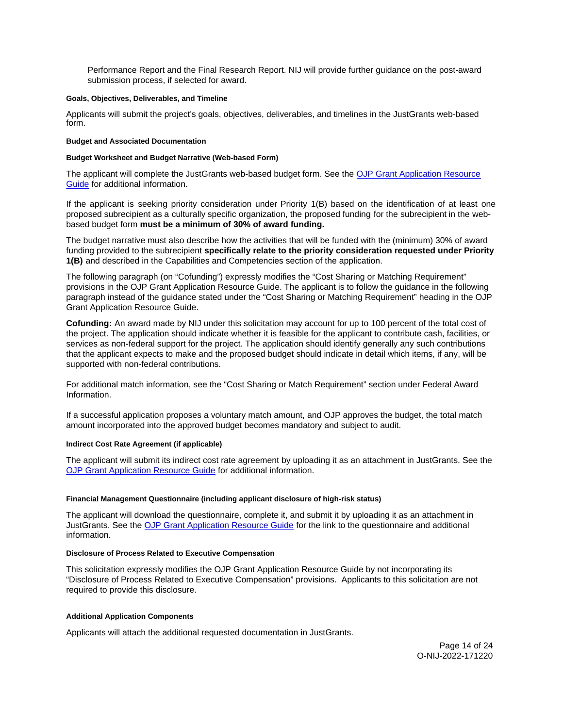Performance Report and the Final Research Report. NIJ will provide further guidance on the post-award submission process, if selected for award.

#### Goals, Objectives, Deliverables, and Timeline

Applicants will submit the project's goals, objectives, deliverables, and timelines in the JustGrants web-based form.

#### Budget and Associated Documentation

#### Budget Worksheet and Budget Narrative (Web-based Form)

The applicant will complete the JustGrants web-based budget form. See the OJP Grant Application Resource Guide for additional information.

If the applicant is seeking priority consideration under Priority 1(B) based on the identification of at least one proposed subrecipient as a culturally specific organization, the proposed funding for the subrecipient in the web-based budget form **must be a minimum of 30% of award funding.**

The budget narrative must also describe how the activities that will be funded with the (minimum) 30% of award funding provided to the subrecipient **specifically relate to the priority consideration requested under Priority 1(B)** and described in the Capabilities and Competencies section of the application.

The following paragraph (on "Cofunding") expressly modifies the "Cost Sharing or Matching Requirement" provisions in the OJP Grant Application Resource Guide. The applicant is to follow the guidance in the following paragraph instead of the guidance stated under the "Cost Sharing or Matching Requirement" heading in the OJP Grant Application Resource Guide.

**Cofunding:** An award made by NIJ under this solicitation may account for up to 100 percent of the total cost of the project. The application should indicate whether it is feasible for the applicant to contribute cash, facilities, or services as non-federal support for the project. The application should identify generally any such contributions that the applicant expects to make and the proposed budget should indicate in detail which items, if any, will be supported with non-federal contributions.

For additional match information, see the "Cost Sharing or Match Requirement" section under Federal Award Information.

If a successful application proposes a voluntary match amount, and OJP approves the budget, the total match amount incorporated into the approved budget becomes mandatory and subject to audit.

#### Indirect Cost Rate Agreement (if applicable)

The applicant will submit its indirect cost rate agreement by uploading it as an attachment in JustGrants. See the OJP Grant Application Resource Guide for additional information.

#### Financial Management Questionnaire (including applicant disclosure of high-risk status)

The applicant will download the questionnaire, complete it, and submit it by uploading it as an attachment in JustGrants. See the OJP Grant Application Resource Guide for the link to the questionnaire and additional information.

#### Disclosure of Process Related to Executive Compensation

This solicitation expressly modifies the OJP Grant Application Resource Guide by not incorporating its "Disclosure of Process Related to Executive Compensation" provisions. Applicants to this solicitation are not required to provide this disclosure.

#### Additional Application Components

Applicants will attach the additional requested documentation in JustGrants.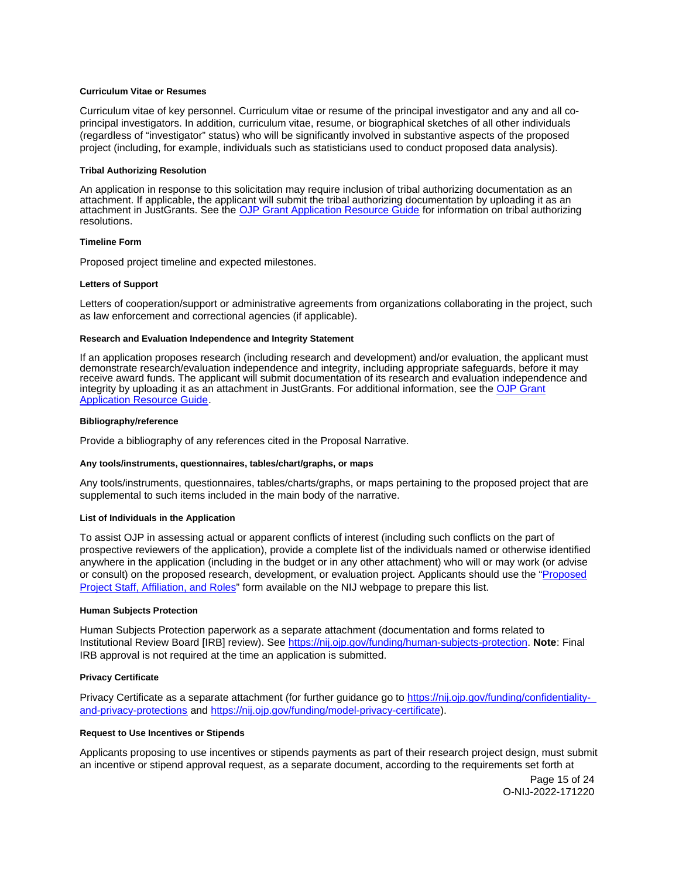#### Curriculum Vitae or Resumes

Curriculum vitae of key personnel. Curriculum vitae or resume of the principal investigator and any and all co-principal investigators. In addition, curriculum vitae, resume, or biographical sketches of all other individuals (regardless of "investigator" status) who will be significantly involved in substantive aspects of the proposed project (including, for example, individuals such as statisticians used to conduct proposed data analysis).

#### Tribal Authorizing Resolution

An application in response to this solicitation may require inclusion of tribal authorizing documentation as an attachment. If applicable, the applicant will submit the tribal authorizing documentation by uploading it as an attachment in JustGrants. See the [OJP Grant Application Resource Guide](OJP Grant Application Resource Guide) for information on tribal authorizing resolutions.

#### Timeline Form

Proposed project timeline and expected milestones.

#### Letters of Support

Letters of cooperation/support or administrative agreements from organizations collaborating in the project, such as law enforcement and correctional agencies (if applicable).

#### Research and Evaluation Independence and Integrity Statement

If an application proposes research (including research and development) and/or evaluation, the applicant must demonstrate research/evaluation independence and integrity, including appropriate safeguards, before it may receive award funds. The applicant will submit documentation of its research and evaluation independence and integrity by uploading it as an attachment in JustGrants. For additional information, see the [OJP Grant Application Resource Guide](OJP Grant Application Resource Guide).

#### Bibliography/reference

Provide a bibliography of any references cited in the Proposal Narrative.

#### Any tools/instruments, questionnaires, tables/chart/graphs, or maps

Any tools/instruments, questionnaires, tables/charts/graphs, or maps pertaining to the proposed project that are supplemental to such items included in the main body of the narrative.

#### List of Individuals in the Application

To assist OJP in assessing actual or apparent conflicts of interest (including such conflicts on the part of prospective reviewers of the application), provide a complete list of the individuals named or otherwise identified anywhere in the application (including in the budget or in any other attachment) who will or may work (or advise or consult) on the proposed research, development, or evaluation project. Applicants should use the "[Proposed Project Staff, Affiliation, and Roles](Proposed Project Staff, Affiliation, and Roles)" form available on the NIJ webpage to prepare this list.

#### Human Subjects Protection

Human Subjects Protection paperwork as a separate attachment (documentation and forms related to Institutional Review Board [IRB] review). See [https://nij.ojp.gov/funding/human-subjects-protection](https://nij.ojp.gov/funding/human-subjects-protection). **Note**: Final IRB approval is not required at the time an application is submitted.

#### Privacy Certificate

Privacy Certificate as a separate attachment (for further guidance go to [https://nij.ojp.gov/funding/confidentiality-and-privacy-protections](https://nij.ojp.gov/funding/confidentiality-and-privacy-protections) and [https://nij.ojp.gov/funding/model-privacy-certificate](https://nij.ojp.gov/funding/model-privacy-certificate)).

#### Request to Use Incentives or Stipends

Applicants proposing to use incentives or stipends payments as part of their research project design, must submit an incentive or stipend approval request, as a separate document, according to the requirements set forth at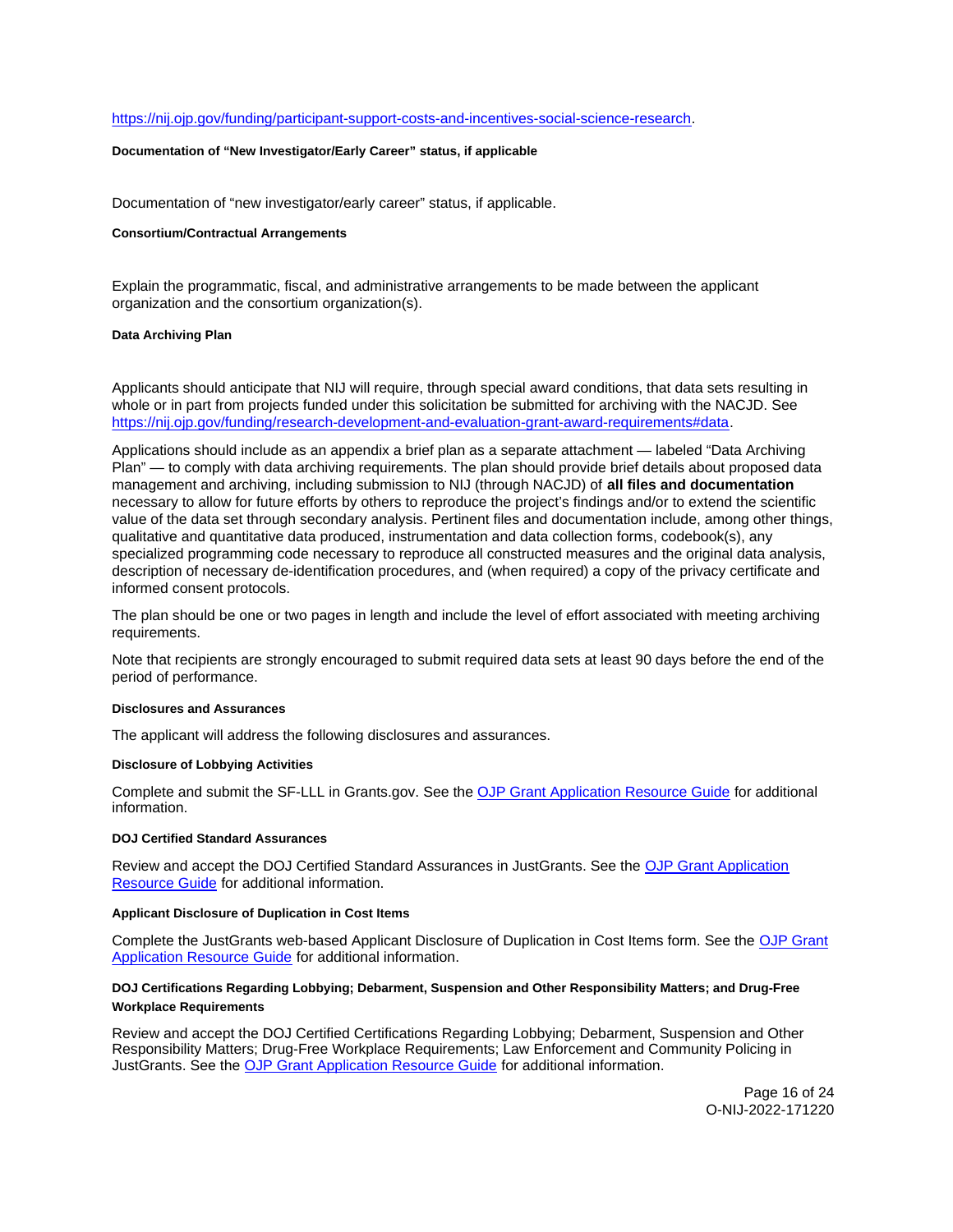https://nij.ojp.gov/funding/participant-support-costs-and-incentives-social-science-research.

#### Documentation of "New Investigator/Early Career" status, if applicable

Documentation of "new investigator/early career" status, if applicable.

#### Consortium/Contractual Arrangements

Explain the programmatic, fiscal, and administrative arrangements to be made between the applicant organization and the consortium organization(s).

#### Data Archiving Plan

Applicants should anticipate that NIJ will require, through special award conditions, that data sets resulting in whole or in part from projects funded under this solicitation be submitted for archiving with the NACJD. See https://nij.ojp.gov/funding/research-development-and-evaluation-grant-award-requirements#data.

Applications should include as an appendix a brief plan as a separate attachment — labeled "Data Archiving Plan" — to comply with data archiving requirements. The plan should provide brief details about proposed data management and archiving, including submission to NIJ (through NACJD) of **all files and documentation** necessary to allow for future efforts by others to reproduce the project's findings and/or to extend the scientific value of the data set through secondary analysis. Pertinent files and documentation include, among other things, qualitative and quantitative data produced, instrumentation and data collection forms, codebook(s), any specialized programming code necessary to reproduce all constructed measures and the original data analysis, description of necessary de-identification procedures, and (when required) a copy of the privacy certificate and informed consent protocols.

The plan should be one or two pages in length and include the level of effort associated with meeting archiving requirements.

Note that recipients are strongly encouraged to submit required data sets at least 90 days before the end of the period of performance.

#### Disclosures and Assurances

The applicant will address the following disclosures and assurances.

#### Disclosure of Lobbying Activities

Complete and submit the SF-LLL in Grants.gov. See the OJP Grant Application Resource Guide for additional information.

#### DOJ Certified Standard Assurances

Review and accept the DOJ Certified Standard Assurances in JustGrants. See the OJP Grant Application Resource Guide for additional information.

#### Applicant Disclosure of Duplication in Cost Items

Complete the JustGrants web-based Applicant Disclosure of Duplication in Cost Items form. See the OJP Grant Application Resource Guide for additional information.

#### DOJ Certifications Regarding Lobbying; Debarment, Suspension and Other Responsibility Matters; and Drug-Free Workplace Requirements

Review and accept the DOJ Certified Certifications Regarding Lobbying; Debarment, Suspension and Other Responsibility Matters; Drug-Free Workplace Requirements; Law Enforcement and Community Policing in JustGrants. See the OJP Grant Application Resource Guide for additional information.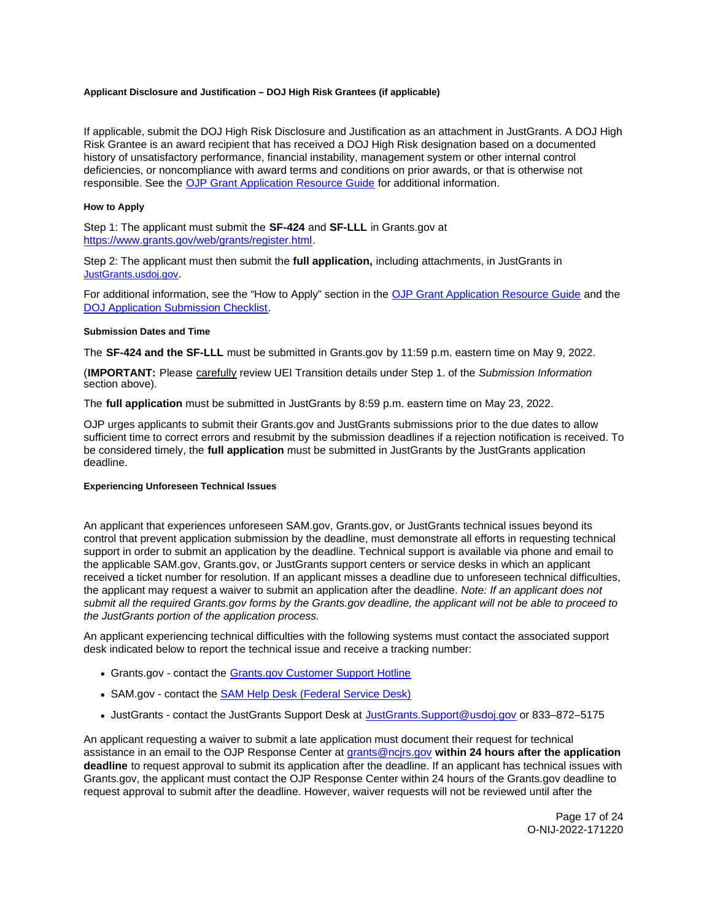#### Applicant Disclosure and Justification – DOJ High Risk Grantees (if applicable)

If applicable, submit the DOJ High Risk Disclosure and Justification as an attachment in JustGrants. A DOJ High Risk Grantee is an award recipient that has received a DOJ High Risk designation based on a documented history of unsatisfactory performance, financial instability, management system or other internal control deficiencies, or noncompliance with award terms and conditions on prior awards, or that is otherwise not responsible. See the [OJP Grant Application Resource Guide]() for additional information.

#### How to Apply

Step 1: The applicant must submit the **SF-424** and **SF-LLL** in Grants.gov at [https://www.grants.gov/web/grants/register.html](https://www.grants.gov/web/grants/register.html).

Step 2: The applicant must then submit the **full application,** including attachments, in JustGrants in [JustGrants.usdoj.gov]().

For additional information, see the "How to Apply" section in the [OJP Grant Application Resource Guide]() and the [DOJ Application Submission Checklist]().

#### Submission Dates and Time

The **SF-424 and the SF-LLL** must be submitted in Grants.gov by 11:59 p.m. eastern time on May 9, 2022.

(**IMPORTANT:** Please carefully review UEI Transition details under Step 1. of the *Submission Information* section above).

The **full application** must be submitted in JustGrants by 8:59 p.m. eastern time on May 23, 2022.

OJP urges applicants to submit their Grants.gov and JustGrants submissions prior to the due dates to allow sufficient time to correct errors and resubmit by the submission deadlines if a rejection notification is received. To be considered timely, the **full application** must be submitted in JustGrants by the JustGrants application deadline.

#### Experiencing Unforeseen Technical Issues

An applicant that experiences unforeseen SAM.gov, Grants.gov, or JustGrants technical issues beyond its control that prevent application submission by the deadline, must demonstrate all efforts in requesting technical support in order to submit an application by the deadline. Technical support is available via phone and email to the applicable SAM.gov, Grants.gov, or JustGrants support centers or service desks in which an applicant received a ticket number for resolution. If an applicant misses a deadline due to unforeseen technical difficulties, the applicant may request a waiver to submit an application after the deadline. *Note: If an applicant does not submit all the required Grants.gov forms by the Grants.gov deadline, the applicant will not be able to proceed to the JustGrants portion of the application process.*

An applicant experiencing technical difficulties with the following systems must contact the associated support desk indicated below to report the technical issue and receive a tracking number:

- Grants.gov - contact the [Grants.gov Customer Support Hotline]()
- SAM.gov - contact the [SAM Help Desk (Federal Service Desk)]()
- JustGrants - contact the JustGrants Support Desk at [JustGrants.Support@usdoj.gov](mailto:JustGrants.Support@usdoj.gov) or 833–872–5175

An applicant requesting a waiver to submit a late application must document their request for technical assistance in an email to the OJP Response Center at [grants@ncjrs.gov](mailto:grants@ncjrs.gov) **within 24 hours after the application deadline** to request approval to submit its application after the deadline. If an applicant has technical issues with Grants.gov, the applicant must contact the OJP Response Center within 24 hours of the Grants.gov deadline to request approval to submit after the deadline. However, waiver requests will not be reviewed until after the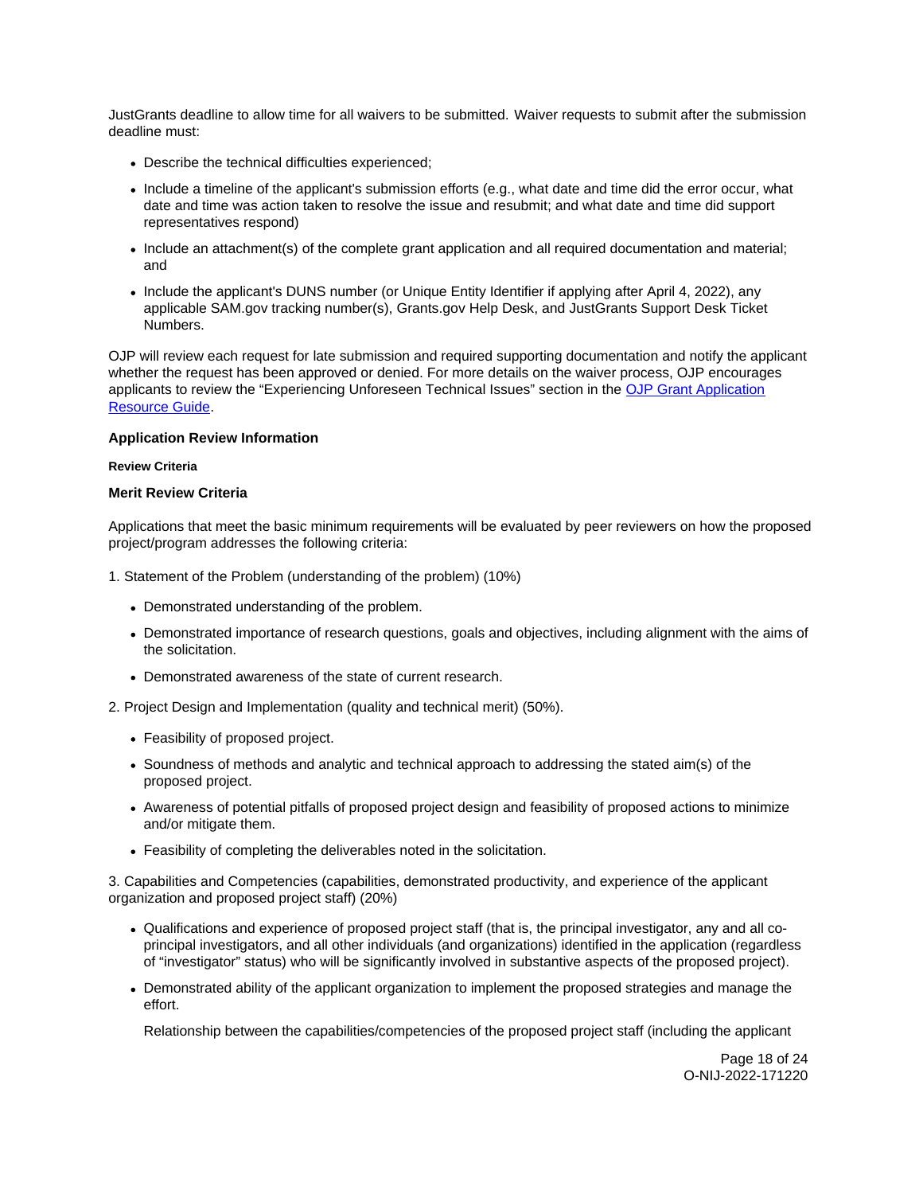JustGrants deadline to allow time for all waivers to be submitted. Waiver requests to submit after the submission deadline must:

- Describe the technical difficulties experienced;
- Include a timeline of the applicant's submission efforts (e.g., what date and time did the error occur, what date and time was action taken to resolve the issue and resubmit; and what date and time did support representatives respond)
- Include an attachment(s) of the complete grant application and all required documentation and material; and
- Include the applicant's DUNS number (or Unique Entity Identifier if applying after April 4, 2022), any applicable SAM.gov tracking number(s), Grants.gov Help Desk, and JustGrants Support Desk Ticket Numbers.

OJP will review each request for late submission and required supporting documentation and notify the applicant whether the request has been approved or denied. For more details on the waiver process, OJP encourages applicants to review the "Experiencing Unforeseen Technical Issues" section in the OJP Grant Application Resource Guide.

### Application Review Information

#### Review Criteria

#### Merit Review Criteria

Applications that meet the basic minimum requirements will be evaluated by peer reviewers on how the proposed project/program addresses the following criteria:

1. Statement of the Problem (understanding of the problem) (10%)

- Demonstrated understanding of the problem.
- Demonstrated importance of research questions, goals and objectives, including alignment with the aims of the solicitation.
- Demonstrated awareness of the state of current research.

2. Project Design and Implementation (quality and technical merit) (50%).

- Feasibility of proposed project.
- Soundness of methods and analytic and technical approach to addressing the stated aim(s) of the proposed project.
- Awareness of potential pitfalls of proposed project design and feasibility of proposed actions to minimize and/or mitigate them.
- Feasibility of completing the deliverables noted in the solicitation.

3. Capabilities and Competencies (capabilities, demonstrated productivity, and experience of the applicant organization and proposed project staff) (20%)

- Qualifications and experience of proposed project staff (that is, the principal investigator, any and all co-principal investigators, and all other individuals (and organizations) identified in the application (regardless of "investigator" status) who will be significantly involved in substantive aspects of the proposed project).
- Demonstrated ability of the applicant organization to implement the proposed strategies and manage the effort.

  Relationship between the capabilities/competencies of the proposed project staff (including the applicant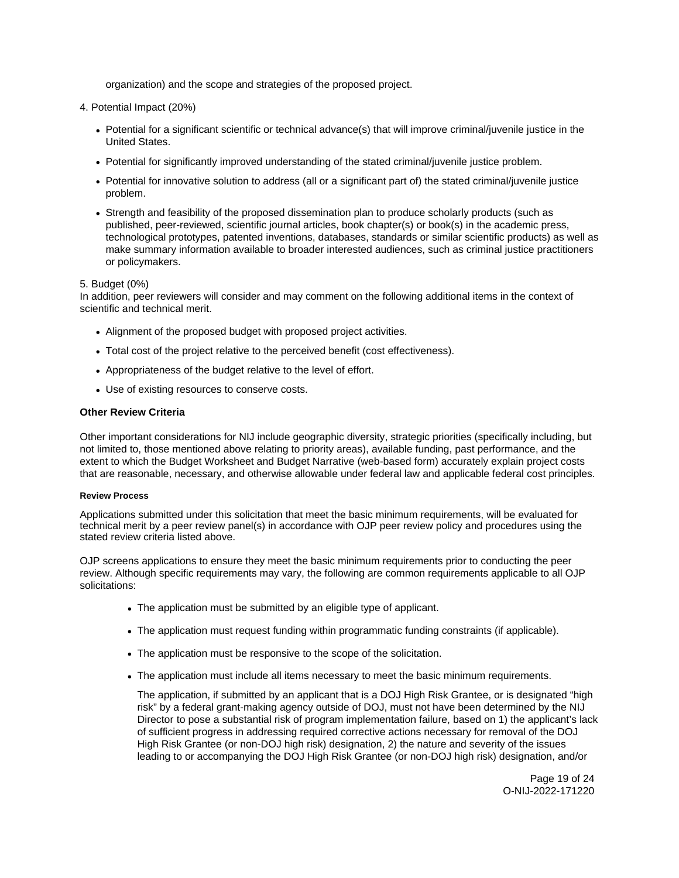organization) and the scope and strategies of the proposed project.

4. Potential Impact (20%)

- Potential for a significant scientific or technical advance(s) that will improve criminal/juvenile justice in the United States.
- Potential for significantly improved understanding of the stated criminal/juvenile justice problem.
- Potential for innovative solution to address (all or a significant part of) the stated criminal/juvenile justice problem.
- Strength and feasibility of the proposed dissemination plan to produce scholarly products (such as published, peer-reviewed, scientific journal articles, book chapter(s) or book(s) in the academic press, technological prototypes, patented inventions, databases, standards or similar scientific products) as well as make summary information available to broader interested audiences, such as criminal justice practitioners or policymakers.

5. Budget (0%)
In addition, peer reviewers will consider and may comment on the following additional items in the context of scientific and technical merit.

- Alignment of the proposed budget with proposed project activities.
- Total cost of the project relative to the perceived benefit (cost effectiveness).
- Appropriateness of the budget relative to the level of effort.
- Use of existing resources to conserve costs.

**Other Review Criteria**

Other important considerations for NIJ include geographic diversity, strategic priorities (specifically including, but not limited to, those mentioned above relating to priority areas), available funding, past performance, and the extent to which the Budget Worksheet and Budget Narrative (web-based form) accurately explain project costs that are reasonable, necessary, and otherwise allowable under federal law and applicable federal cost principles.

##### Review Process

Applications submitted under this solicitation that meet the basic minimum requirements, will be evaluated for technical merit by a peer review panel(s) in accordance with OJP peer review policy and procedures using the stated review criteria listed above.

OJP screens applications to ensure they meet the basic minimum requirements prior to conducting the peer review. Although specific requirements may vary, the following are common requirements applicable to all OJP solicitations:

- The application must be submitted by an eligible type of applicant.
- The application must request funding within programmatic funding constraints (if applicable).
- The application must be responsive to the scope of the solicitation.
- The application must include all items necessary to meet the basic minimum requirements.

  The application, if submitted by an applicant that is a DOJ High Risk Grantee, or is designated "high risk" by a federal grant-making agency outside of DOJ, must not have been determined by the NIJ Director to pose a substantial risk of program implementation failure, based on 1) the applicant's lack of sufficient progress in addressing required corrective actions necessary for removal of the DOJ High Risk Grantee (or non-DOJ high risk) designation, 2) the nature and severity of the issues leading to or accompanying the DOJ High Risk Grantee (or non-DOJ high risk) designation, and/or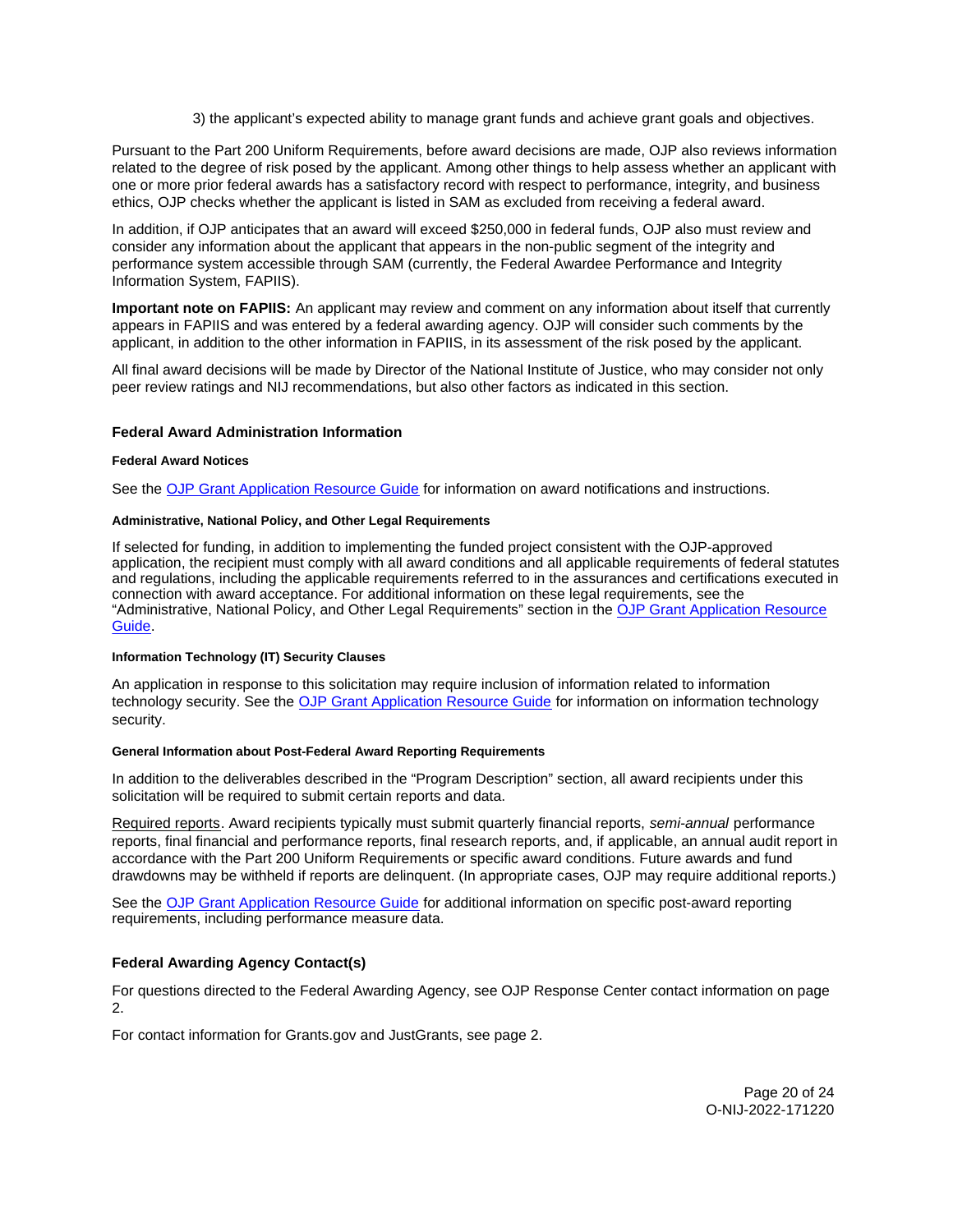3) the applicant's expected ability to manage grant funds and achieve grant goals and objectives.

Pursuant to the Part 200 Uniform Requirements, before award decisions are made, OJP also reviews information related to the degree of risk posed by the applicant. Among other things to help assess whether an applicant with one or more prior federal awards has a satisfactory record with respect to performance, integrity, and business ethics, OJP checks whether the applicant is listed in SAM as excluded from receiving a federal award.

In addition, if OJP anticipates that an award will exceed $250,000 in federal funds, OJP also must review and consider any information about the applicant that appears in the non-public segment of the integrity and performance system accessible through SAM (currently, the Federal Awardee Performance and Integrity Information System, FAPIIS).

**Important note on FAPIIS:** An applicant may review and comment on any information about itself that currently appears in FAPIIS and was entered by a federal awarding agency. OJP will consider such comments by the applicant, in addition to the other information in FAPIIS, in its assessment of the risk posed by the applicant.

All final award decisions will be made by Director of the National Institute of Justice, who may consider not only peer review ratings and NIJ recommendations, but also other factors as indicated in this section.

### Federal Award Administration Information

#### Federal Award Notices

See the OJP Grant Application Resource Guide for information on award notifications and instructions.

#### Administrative, National Policy, and Other Legal Requirements

If selected for funding, in addition to implementing the funded project consistent with the OJP-approved application, the recipient must comply with all award conditions and all applicable requirements of federal statutes and regulations, including the applicable requirements referred to in the assurances and certifications executed in connection with award acceptance. For additional information on these legal requirements, see the "Administrative, National Policy, and Other Legal Requirements" section in the OJP Grant Application Resource Guide.

#### Information Technology (IT) Security Clauses

An application in response to this solicitation may require inclusion of information related to information technology security. See the OJP Grant Application Resource Guide for information on information technology security.

#### General Information about Post-Federal Award Reporting Requirements

In addition to the deliverables described in the "Program Description" section, all award recipients under this solicitation will be required to submit certain reports and data.

Required reports. Award recipients typically must submit quarterly financial reports, *semi-annual* performance reports, final financial and performance reports, final research reports, and, if applicable, an annual audit report in accordance with the Part 200 Uniform Requirements or specific award conditions. Future awards and fund drawdowns may be withheld if reports are delinquent. (In appropriate cases, OJP may require additional reports.)

See the OJP Grant Application Resource Guide for additional information on specific post-award reporting requirements, including performance measure data.

### Federal Awarding Agency Contact(s)

For questions directed to the Federal Awarding Agency, see OJP Response Center contact information on page 2.

For contact information for Grants.gov and JustGrants, see page 2.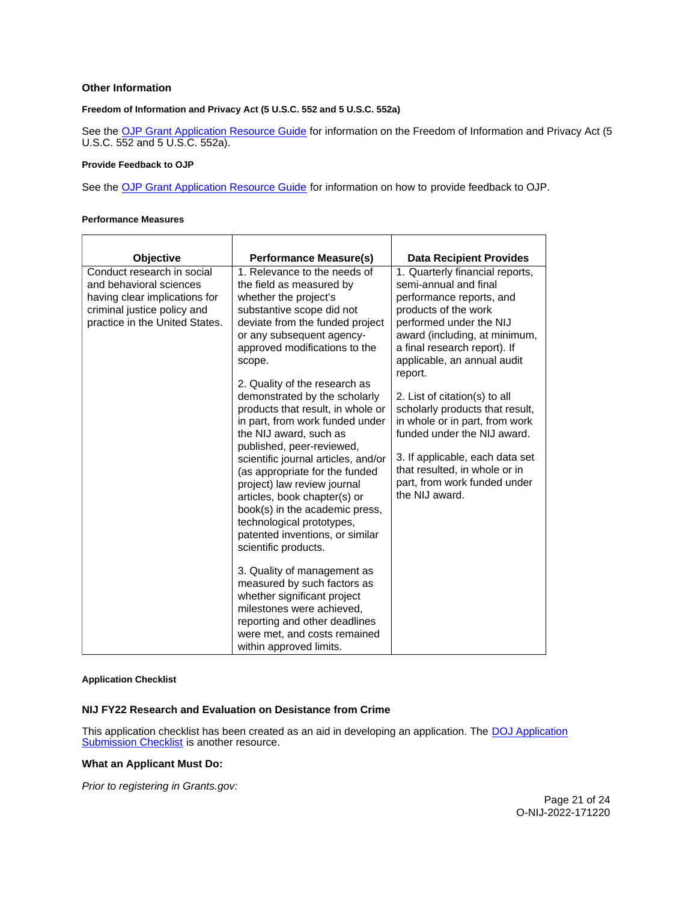## Other Information

#### Freedom of Information and Privacy Act (5 U.S.C. 552 and 5 U.S.C. 552a)

See the OJP Grant Application Resource Guide for information on the Freedom of Information and Privacy Act (5 U.S.C. 552 and 5 U.S.C. 552a).

#### Provide Feedback to OJP

See the OJP Grant Application Resource Guide for information on how to provide feedback to OJP.

#### Performance Measures

| Objective | Performance Measure(s) | Data Recipient Provides |
|---|---|---|
| Conduct research in social and behavioral sciences having clear implications for criminal justice policy and practice in the United States. | 1. Relevance to the needs of the field as measured by whether the project's substantive scope did not deviate from the funded project or any subsequent agency-approved modifications to the scope.<br><br>2. Quality of the research as demonstrated by the scholarly products that result, in whole or in part, from work funded under the NIJ award, such as published, peer-reviewed, scientific journal articles, and/or (as appropriate for the funded project) law review journal articles, book chapter(s) or book(s) in the academic press, technological prototypes, patented inventions, or similar scientific products.<br><br>3. Quality of management as measured by such factors as whether significant project milestones were achieved, reporting and other deadlines were met, and costs remained within approved limits. | 1. Quarterly financial reports, semi-annual and final performance reports, and products of the work performed under the NIJ award (including, at minimum, a final research report). If applicable, an annual audit report.<br><br>2. List of citation(s) to all scholarly products that result, in whole or in part, from work funded under the NIJ award.<br><br>3. If applicable, each data set that resulted, in whole or in part, from work funded under the NIJ award. |

#### Application Checklist

### NIJ FY22 Research and Evaluation on Desistance from Crime

This application checklist has been created as an aid in developing an application. The DOJ Application Submission Checklist is another resource.

### What an Applicant Must Do:

*Prior to registering in Grants.gov:*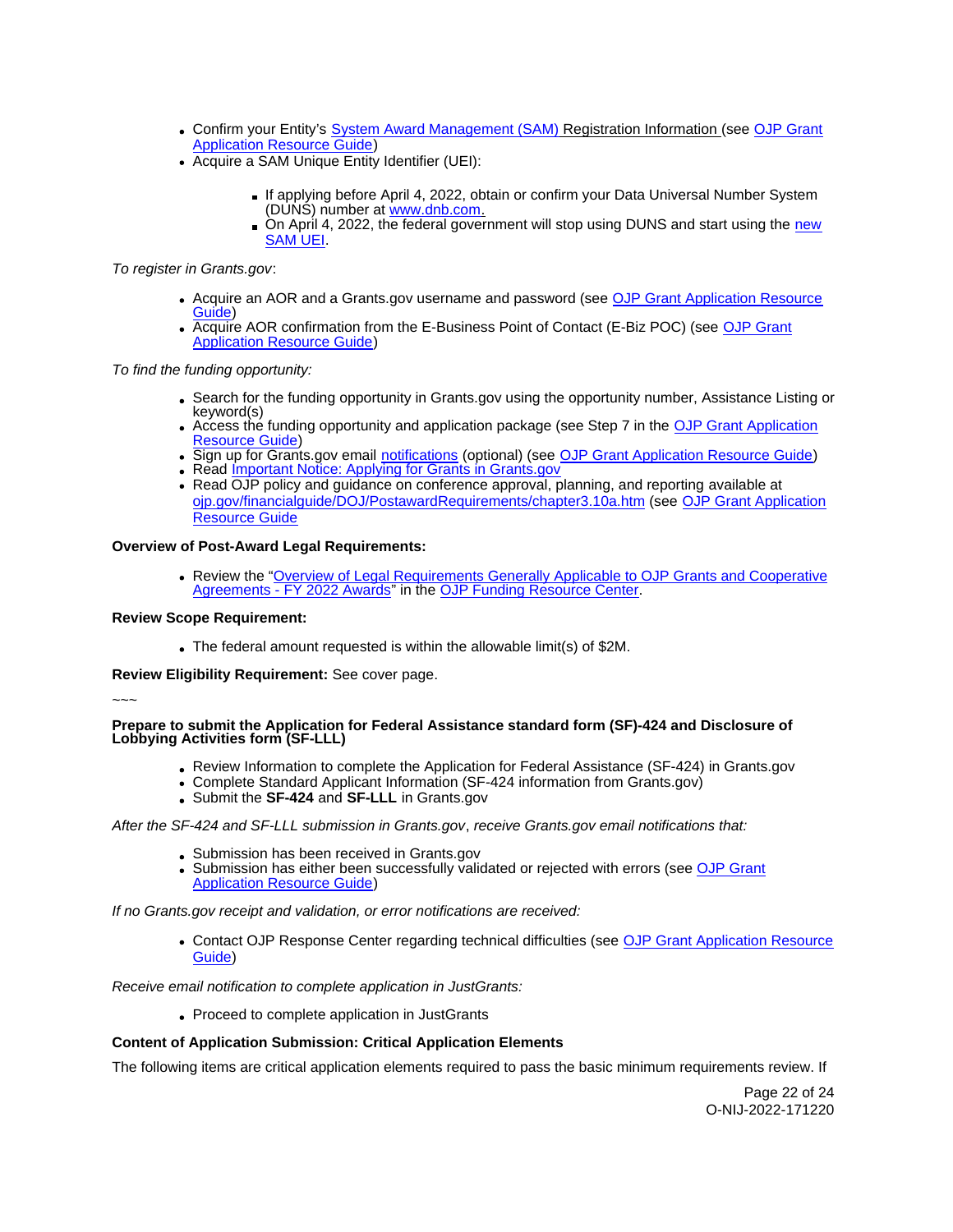- Confirm your Entity's System Award Management (SAM) Registration Information (see OJP Grant Application Resource Guide)
- Acquire a SAM Unique Entity Identifier (UEI):
  - If applying before April 4, 2022, obtain or confirm your Data Universal Number System (DUNS) number at www.dnb.com.
  - On April 4, 2022, the federal government will stop using DUNS and start using the new SAM UEI.

*To register in Grants.gov*:

- Acquire an AOR and a Grants.gov username and password (see OJP Grant Application Resource Guide)
- Acquire AOR confirmation from the E-Business Point of Contact (E-Biz POC) (see OJP Grant Application Resource Guide)

*To find the funding opportunity:*

- Search for the funding opportunity in Grants.gov using the opportunity number, Assistance Listing or keyword(s)
- Access the funding opportunity and application package (see Step 7 in the OJP Grant Application Resource Guide)
- Sign up for Grants.gov email notifications (optional) (see OJP Grant Application Resource Guide)
- Read Important Notice: Applying for Grants in Grants.gov
- Read OJP policy and guidance on conference approval, planning, and reporting available at ojp.gov/financialguide/DOJ/PostawardRequirements/chapter3.10a.htm (see OJP Grant Application Resource Guide)

**Overview of Post-Award Legal Requirements:**

- Review the "Overview of Legal Requirements Generally Applicable to OJP Grants and Cooperative Agreements - FY 2022 Awards" in the OJP Funding Resource Center.

**Review Scope Requirement:**

- The federal amount requested is within the allowable limit(s) of $2M.

**Review Eligibility Requirement:** See cover page.

~~~

**Prepare to submit the Application for Federal Assistance standard form (SF)-424 and Disclosure of Lobbying Activities form (SF-LLL)**

- Review Information to complete the Application for Federal Assistance (SF-424) in Grants.gov
- Complete Standard Applicant Information (SF-424 information from Grants.gov)
- Submit the **SF-424** and **SF-LLL** in Grants.gov

*After the SF-424 and SF-LLL submission in Grants.gov, receive Grants.gov email notifications that:*

- Submission has been received in Grants.gov
- Submission has either been successfully validated or rejected with errors (see OJP Grant Application Resource Guide)

*If no Grants.gov receipt and validation, or error notifications are received:*

- Contact OJP Response Center regarding technical difficulties (see OJP Grant Application Resource Guide)

*Receive email notification to complete application in JustGrants:*

- Proceed to complete application in JustGrants

**Content of Application Submission: Critical Application Elements**

The following items are critical application elements required to pass the basic minimum requirements review. If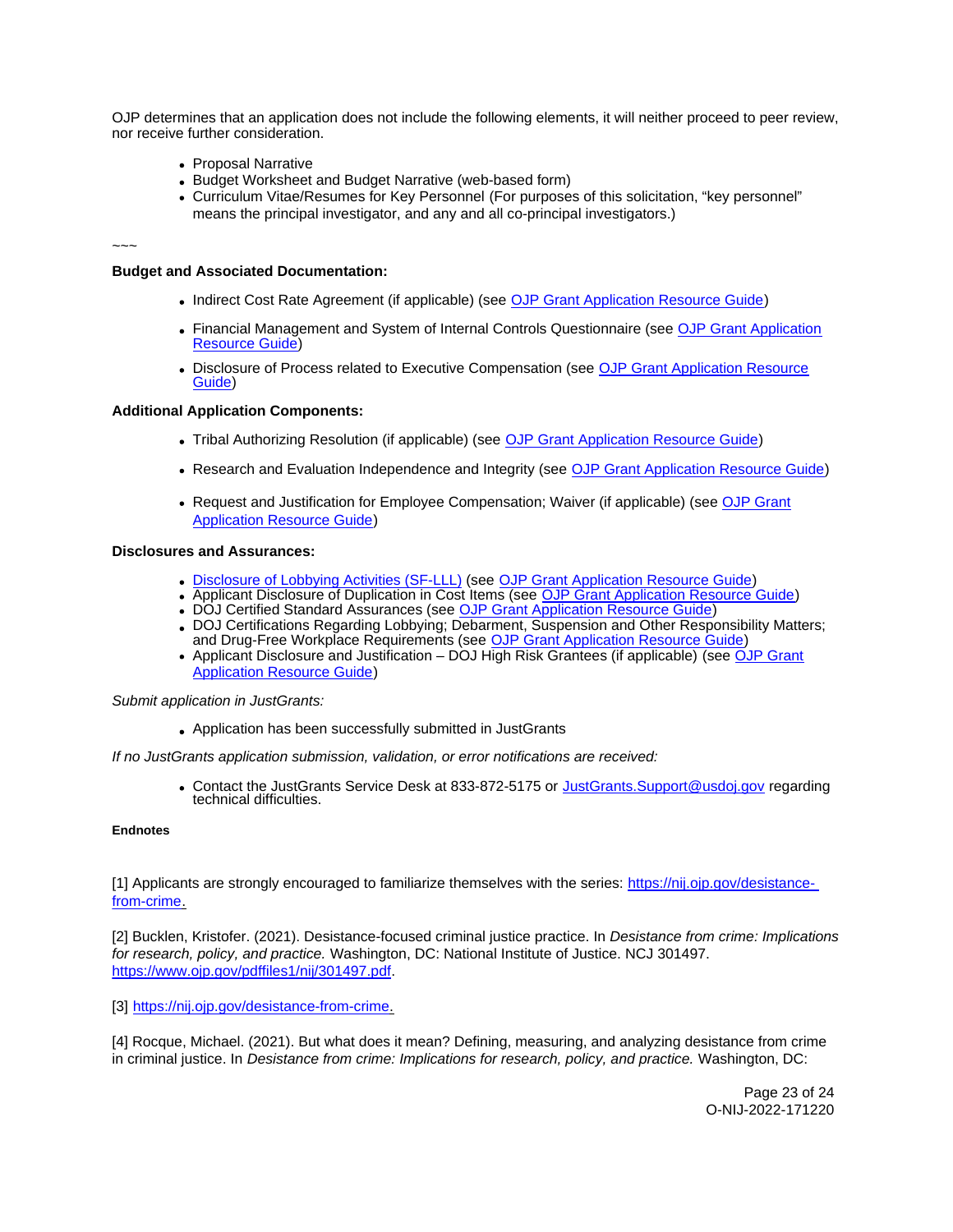OJP determines that an application does not include the following elements, it will neither proceed to peer review, nor receive further consideration.

- Proposal Narrative
- Budget Worksheet and Budget Narrative (web-based form)
- Curriculum Vitae/Resumes for Key Personnel (For purposes of this solicitation, "key personnel" means the principal investigator, and any and all co-principal investigators.)

~~~

**Budget and Associated Documentation:**

- Indirect Cost Rate Agreement (if applicable) (see OJP Grant Application Resource Guide)
- Financial Management and System of Internal Controls Questionnaire (see OJP Grant Application Resource Guide)
- Disclosure of Process related to Executive Compensation (see OJP Grant Application Resource Guide)

**Additional Application Components:**

- Tribal Authorizing Resolution (if applicable) (see OJP Grant Application Resource Guide)
- Research and Evaluation Independence and Integrity (see OJP Grant Application Resource Guide)
- Request and Justification for Employee Compensation; Waiver (if applicable) (see OJP Grant Application Resource Guide)

**Disclosures and Assurances:**

- Disclosure of Lobbying Activities (SF-LLL) (see OJP Grant Application Resource Guide)
- Applicant Disclosure of Duplication in Cost Items (see OJP Grant Application Resource Guide)
- DOJ Certified Standard Assurances (see OJP Grant Application Resource Guide)
- DOJ Certifications Regarding Lobbying; Debarment, Suspension and Other Responsibility Matters; and Drug-Free Workplace Requirements (see OJP Grant Application Resource Guide)
- Applicant Disclosure and Justification – DOJ High Risk Grantees (if applicable) (see OJP Grant Application Resource Guide)

*Submit application in JustGrants:*

- Application has been successfully submitted in JustGrants

*If no JustGrants application submission, validation, or error notifications are received:*

- Contact the JustGrants Service Desk at 833-872-5175 or JustGrants.Support@usdoj.gov regarding technical difficulties.

**Endnotes**

[1] Applicants are strongly encouraged to familiarize themselves with the series: https://nij.ojp.gov/desistance-from-crime.

[2] Bucklen, Kristofer. (2021). Desistance-focused criminal justice practice. In *Desistance from crime: Implications for research, policy, and practice.* Washington, DC: National Institute of Justice. NCJ 301497. https://www.ojp.gov/pdffiles1/nij/301497.pdf.

[3] https://nij.ojp.gov/desistance-from-crime.

[4] Rocque, Michael. (2021). But what does it mean? Defining, measuring, and analyzing desistance from crime in criminal justice. In *Desistance from crime: Implications for research, policy, and practice.* Washington, DC: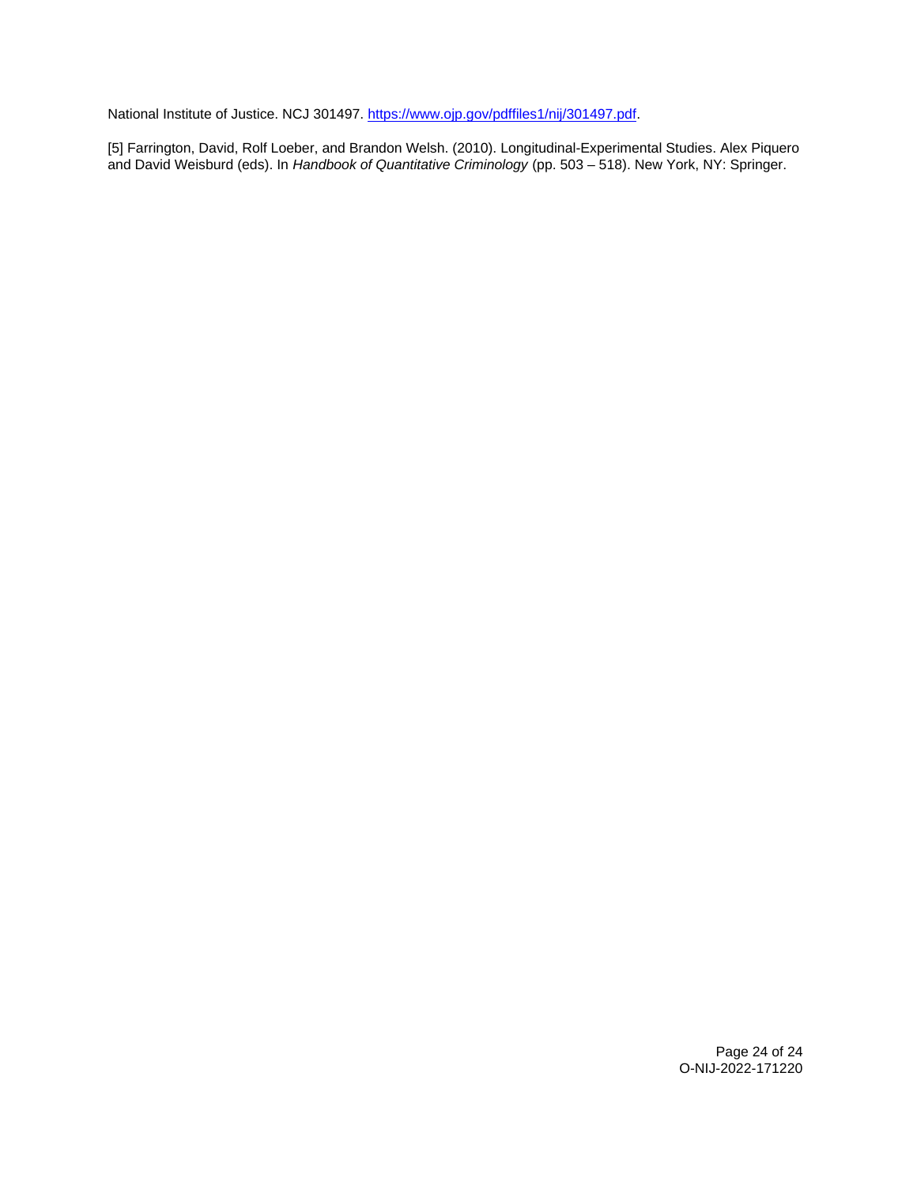National Institute of Justice. NCJ 301497. https://www.ojp.gov/pdffiles1/nij/301497.pdf.

[5] Farrington, David, Rolf Loeber, and Brandon Welsh. (2010). Longitudinal-Experimental Studies. Alex Piquero and David Weisburd (eds). In *Handbook of Quantitative Criminology* (pp. 503 – 518). New York, NY: Springer.